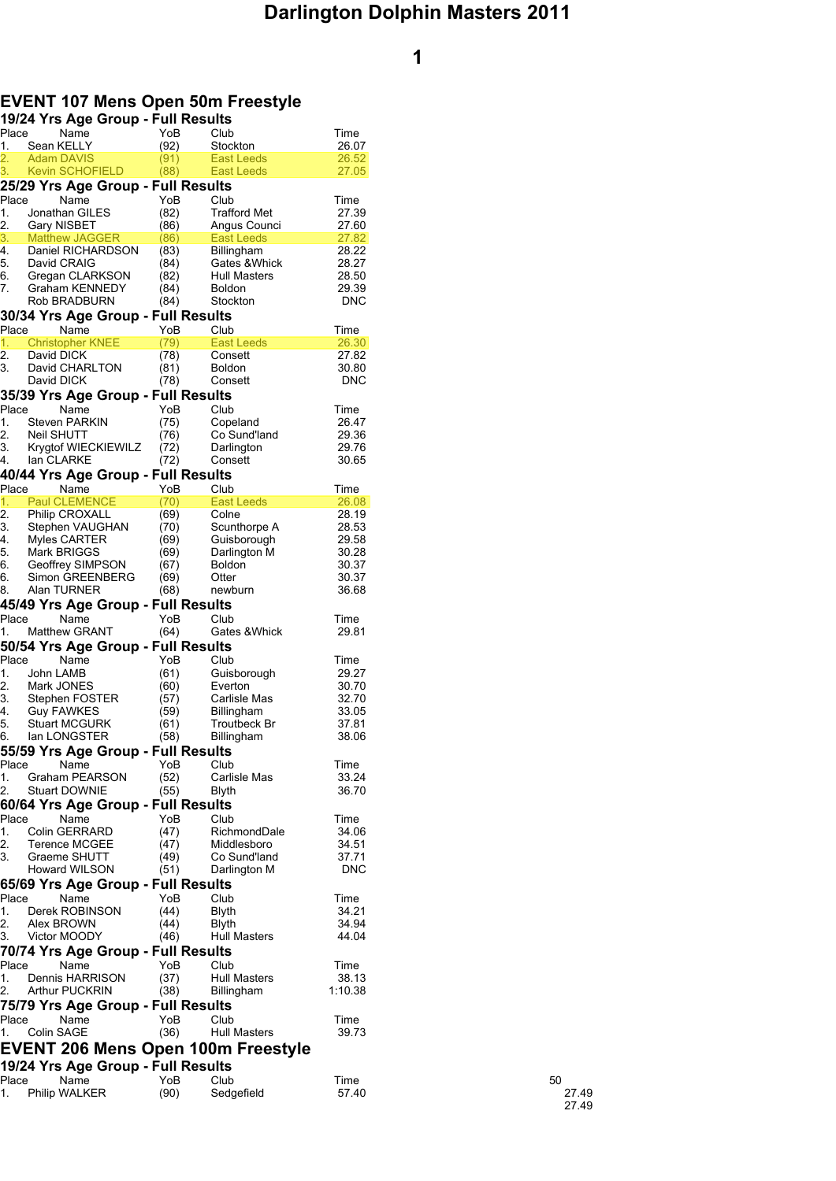# Darlington Dolphin Masters 2011

## EVENT 107 Mens Open 50m Freestyle

### 19/24 Yrs Age Group - Full Results

| Place | Name | YoB | Club | Time |
|---|---|---|---|---|
| 1. | Sean KELLY | (92) | Stockton | 26.07 |
| 2. | Adam DAVIS | (91) | East Leeds | 26.52 |
| 3. | Kevin SCHOFIELD | (88) | East Leeds | 27.05 |

### 25/29 Yrs Age Group - Full Results

| Place | Name | YoB | Club | Time |
|---|---|---|---|---|
| 1. | Jonathan GILES | (82) | Trafford Met | 27.39 |
| 2. | Gary NISBET | (86) | Angus Counci | 27.60 |
| 3. | Matthew JAGGER | (86) | East Leeds | 27.82 |
| 4. | Daniel RICHARDSON | (83) | Billingham | 28.22 |
| 5. | David CRAIG | (84) | Gates &Whick | 28.27 |
| 6. | Gregan CLARKSON | (82) | Hull Masters | 28.50 |
| 7. | Graham KENNEDY | (84) | Boldon | 29.39 |
| | Rob BRADBURN | (84) | Stockton | DNC |

### 30/34 Yrs Age Group - Full Results

| Place | Name | YoB | Club | Time |
|---|---|---|---|---|
| 1. | Christopher KNEE | (79) | East Leeds | 26.30 |
| 2. | David DICK | (78) | Consett | 27.82 |
| 3. | David CHARLTON | (81) | Boldon | 30.80 |
| | David DICK | (78) | Consett | DNC |

### 35/39 Yrs Age Group - Full Results

| Place | Name | YoB | Club | Time |
|---|---|---|---|---|
| 1. | Steven PARKIN | (75) | Copeland | 26.47 |
| 2. | Neil SHUTT | (76) | Co Sund'land | 29.36 |
| 3. | Krygtof WIECKIEWILZ | (72) | Darlington | 29.76 |
| 4. | Ian CLARKE | (72) | Consett | 30.65 |

### 40/44 Yrs Age Group - Full Results

| Place | Name | YoB | Club | Time |
|---|---|---|---|---|
| 1. | Paul CLEMENCE | (70) | East Leeds | 26.08 |
| 2. | Philip CROXALL | (69) | Colne | 28.19 |
| 3. | Stephen VAUGHAN | (70) | Scunthorpe A | 28.53 |
| 4. | Myles CARTER | (69) | Guisborough | 29.58 |
| 5. | Mark BRIGGS | (69) | Darlington M | 30.28 |
| 6. | Geoffrey SIMPSON | (67) | Boldon | 30.37 |
| 6. | Simon GREENBERG | (69) | Otter | 30.37 |
| 8. | Alan TURNER | (68) | newburn | 36.68 |

### 45/49 Yrs Age Group - Full Results

| Place | Name | YoB | Club | Time |
|---|---|---|---|---|
| 1. | Matthew GRANT | (64) | Gates &Whick | 29.81 |

### 50/54 Yrs Age Group - Full Results

| Place | Name | YoB | Club | Time |
|---|---|---|---|---|
| 1. | John LAMB | (61) | Guisborough | 29.27 |
| 2. | Mark JONES | (60) | Everton | 30.70 |
| 3. | Stephen FOSTER | (57) | Carlisle Mas | 32.70 |
| 4. | Guy FAWKES | (59) | Billingham | 33.05 |
| 5. | Stuart MCGURK | (61) | Troutbeck Br | 37.81 |
| 6. | Ian LONGSTER | (58) | Billingham | 38.06 |

### 55/59 Yrs Age Group - Full Results

| Place | Name | YoB | Club | Time |
|---|---|---|---|---|
| 1. | Graham PEARSON | (52) | Carlisle Mas | 33.24 |
| 2. | Stuart DOWNIE | (55) | Blyth | 36.70 |

### 60/64 Yrs Age Group - Full Results

| Place | Name | YoB | Club | Time |
|---|---|---|---|---|
| 1. | Colin GERRARD | (47) | RichmondDale | 34.06 |
| 2. | Terence MCGEE | (47) | Middlesboro | 34.51 |
| 3. | Graeme SHUTT | (49) | Co Sund'land | 37.71 |
| | Howard WILSON | (51) | Darlington M | DNC |

### 65/69 Yrs Age Group - Full Results

| Place | Name | YoB | Club | Time |
|---|---|---|---|---|
| 1. | Derek ROBINSON | (44) | Blyth | 34.21 |
| 2. | Alex BROWN | (44) | Blyth | 34.94 |
| 3. | Victor MOODY | (46) | Hull Masters | 44.04 |

### 70/74 Yrs Age Group - Full Results

| Place | Name | YoB | Club | Time |
|---|---|---|---|---|
| 1. | Dennis HARRISON | (37) | Hull Masters | 38.13 |
| 2. | Arthur PUCKRIN | (38) | Billingham | 1:10.38 |

### 75/79 Yrs Age Group - Full Results

| Place | Name | YoB | Club | Time |
|---|---|---|---|---|
| 1. | Colin SAGE | (36) | Hull Masters | 39.73 |

## EVENT 206 Mens Open 100m Freestyle

### 19/24 Yrs Age Group - Full Results

| Place | Name | YoB | Club | Time | 50 |
|---|---|---|---|---|---|
| 1. | Philip WALKER | (90) | Sedgefield | 57.40 | 27.49 |
| | | | | | 27.49 |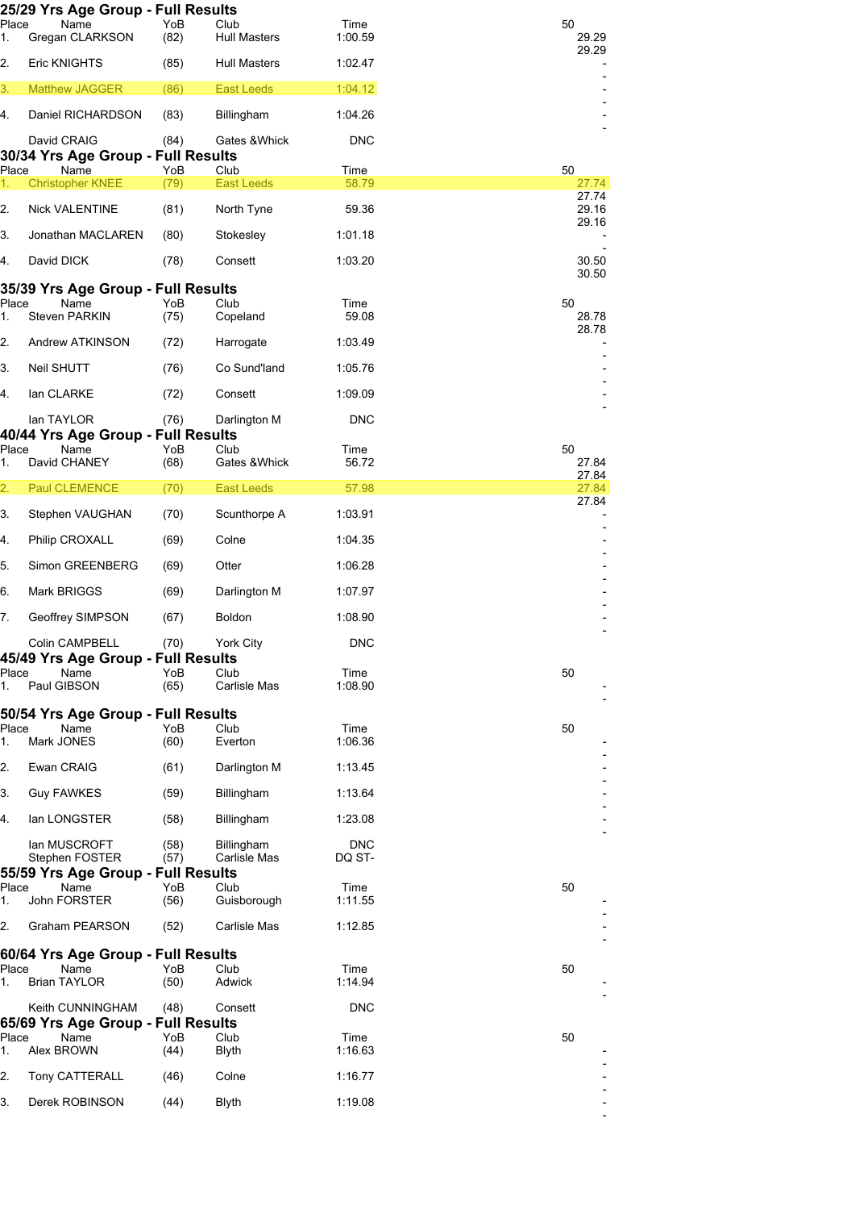## 25/29 Yrs Age Group - Full Results

| Place | Name | YoB | Club | Time | 50 |
|---|---|---|---|---|---|
| 1. | Gregan CLARKSON | (82) | Hull Masters | 1:00.59 | 29.29 29.29 |
| 2. | Eric KNIGHTS | (85) | Hull Masters | 1:02.47 | - - |
| 3. | Matthew JAGGER | (86) | East Leeds | 1:04.12 | - - |
| 4. | Daniel RICHARDSON | (83) | Billingham | 1:04.26 | - - |
| | David CRAIG | (84) | Gates &Whick | DNC | |

## 30/34 Yrs Age Group - Full Results

| Place | Name | YoB | Club | Time | 50 |
|---|---|---|---|---|---|
| 1. | Christopher KNEE | (79) | East Leeds | 58.79 | 27.74 27.74 |
| 2. | Nick VALENTINE | (81) | North Tyne | 59.36 | 29.16 29.16 |
| 3. | Jonathan MACLAREN | (80) | Stokesley | 1:01.18 | - - |
| 4. | David DICK | (78) | Consett | 1:03.20 | 30.50 30.50 |

## 35/39 Yrs Age Group - Full Results

| Place | Name | YoB | Club | Time | 50 |
|---|---|---|---|---|---|
| 1. | Steven PARKIN | (75) | Copeland | 59.08 | 28.78 28.78 |
| 2. | Andrew ATKINSON | (72) | Harrogate | 1:03.49 | - - |
| 3. | Neil SHUTT | (76) | Co Sund'land | 1:05.76 | - - |
| 4. | Ian CLARKE | (72) | Consett | 1:09.09 | - - |
| | Ian TAYLOR | (76) | Darlington M | DNC | |

## 40/44 Yrs Age Group - Full Results

| Place | Name | YoB | Club | Time | 50 |
|---|---|---|---|---|---|
| 1. | David CHANEY | (68) | Gates &Whick | 56.72 | 27.84 27.84 |
| 2. | Paul CLEMENCE | (70) | East Leeds | 57.98 | 27.84 27.84 |
| 3. | Stephen VAUGHAN | (70) | Scunthorpe A | 1:03.91 | - - |
| 4. | Philip CROXALL | (69) | Colne | 1:04.35 | - - |
| 5. | Simon GREENBERG | (69) | Otter | 1:06.28 | - - |
| 6. | Mark BRIGGS | (69) | Darlington M | 1:07.97 | - - |
| 7. | Geoffrey SIMPSON | (67) | Boldon | 1:08.90 | - - |
| | Colin CAMPBELL | (70) | York City | DNC | |

## 45/49 Yrs Age Group - Full Results

| Place | Name | YoB | Club | Time | 50 |
|---|---|---|---|---|---|
| 1. | Paul GIBSON | (65) | Carlisle Mas | 1:08.90 | - - |

## 50/54 Yrs Age Group - Full Results

| Place | Name | YoB | Club | Time | 50 |
|---|---|---|---|---|---|
| 1. | Mark JONES | (60) | Everton | 1:06.36 | - - |
| 2. | Ewan CRAIG | (61) | Darlington M | 1:13.45 | - - |
| 3. | Guy FAWKES | (59) | Billingham | 1:13.64 | - - |
| 4. | Ian LONGSTER | (58) | Billingham | 1:23.08 | - - |
| | Ian MUSCROFT | (58) | Billingham | DNC | |
| | Stephen FOSTER | (57) | Carlisle Mas | DQ ST- | |

## 55/59 Yrs Age Group - Full Results

| Place | Name | YoB | Club | Time | 50 |
|---|---|---|---|---|---|
| 1. | John FORSTER | (56) | Guisborough | 1:11.55 | - - |
| 2. | Graham PEARSON | (52) | Carlisle Mas | 1:12.85 | - - |

## 60/64 Yrs Age Group - Full Results

| Place | Name | YoB | Club | Time | 50 |
|---|---|---|---|---|---|
| 1. | Brian TAYLOR | (50) | Adwick | 1:14.94 | - - |
| | Keith CUNNINGHAM | (48) | Consett | DNC | |

## 65/69 Yrs Age Group - Full Results

| Place | Name | YoB | Club | Time | 50 |
|---|---|---|---|---|---|
| 1. | Alex BROWN | (44) | Blyth | 1:16.63 | - - |
| 2. | Tony CATTERALL | (46) | Colne | 1:16.77 | - - |
| 3. | Derek ROBINSON | (44) | Blyth | 1:19.08 | - - |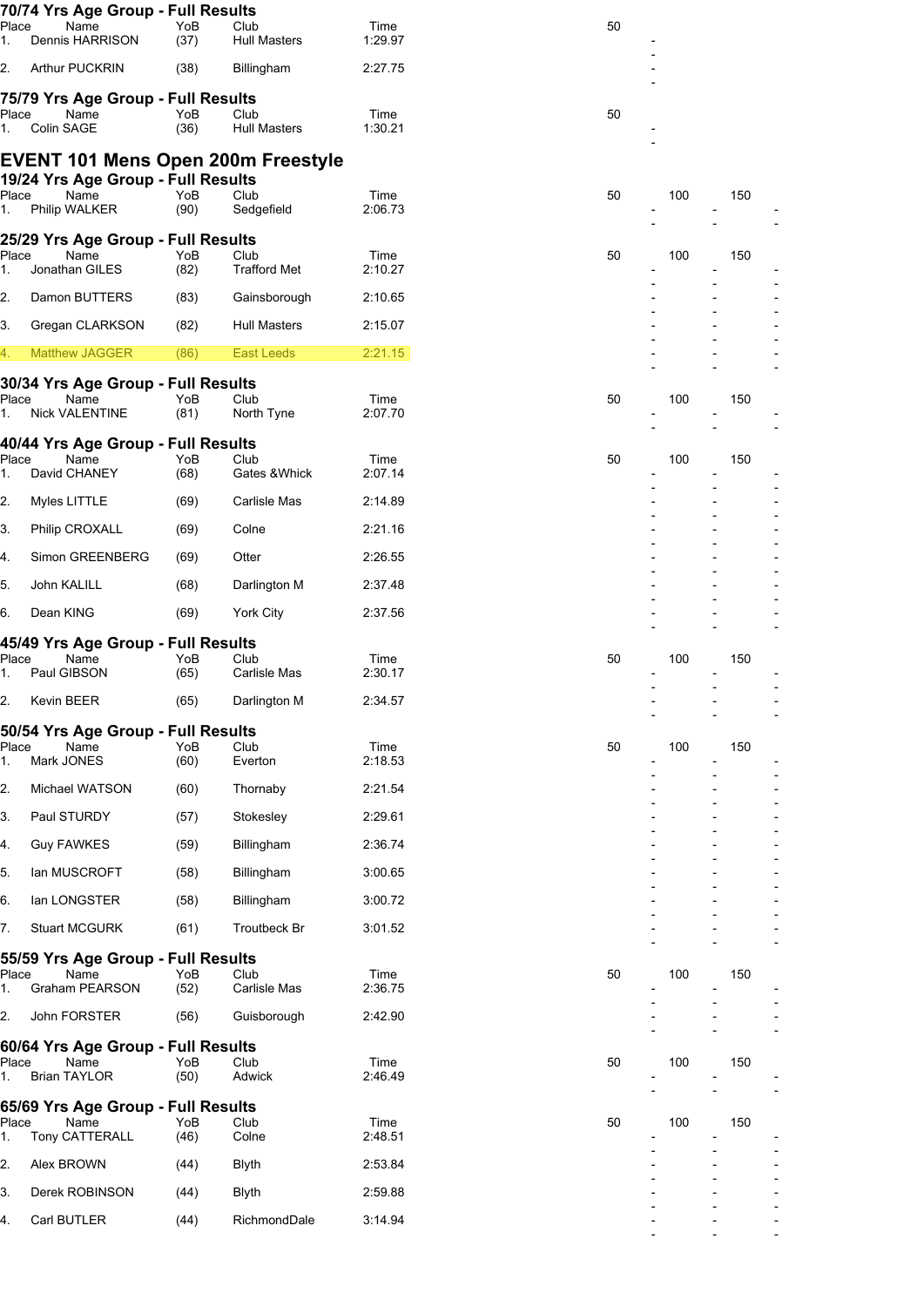### 70/74 Yrs Age Group - Full Results

| Place | Name | YoB | Club | Time | 50 |
|---|---|---|---|---|---|
| 1. | Dennis HARRISON | (37) | Hull Masters | 1:29.97 | - |
| 2. | Arthur PUCKRIN | (38) | Billingham | 2:27.75 | - |

### 75/79 Yrs Age Group - Full Results

| Place | Name | YoB | Club | Time | 50 |
|---|---|---|---|---|---|
| 1. | Colin SAGE | (36) | Hull Masters | 1:30.21 | - |

## EVENT 101 Mens Open 200m Freestyle

### 19/24 Yrs Age Group - Full Results

| Place | Name | YoB | Club | Time | 50 | 100 | 150 |
|---|---|---|---|---|---|---|---|
| 1. | Philip WALKER | (90) | Sedgefield | 2:06.73 | - | - | - |

### 25/29 Yrs Age Group - Full Results

| Place | Name | YoB | Club | Time | 50 | 100 | 150 |
|---|---|---|---|---|---|---|---|
| 1. | Jonathan GILES | (82) | Trafford Met | 2:10.27 | - | - | - |
| 2. | Damon BUTTERS | (83) | Gainsborough | 2:10.65 | - | - | - |
| 3. | Gregan CLARKSON | (82) | Hull Masters | 2:15.07 | - | - | - |
| 4. | Matthew JAGGER | (86) | East Leeds | 2:21.15 | - | - | - |

### 30/34 Yrs Age Group - Full Results

| Place | Name | YoB | Club | Time | 50 | 100 | 150 |
|---|---|---|---|---|---|---|---|
| 1. | Nick VALENTINE | (81) | North Tyne | 2:07.70 | - | - | - |

### 40/44 Yrs Age Group - Full Results

| Place | Name | YoB | Club | Time | 50 | 100 | 150 |
|---|---|---|---|---|---|---|---|
| 1. | David CHANEY | (68) | Gates &Whick | 2:07.14 | - | - | - |
| 2. | Myles LITTLE | (69) | Carlisle Mas | 2:14.89 | - | - | - |
| 3. | Philip CROXALL | (69) | Colne | 2:21.16 | - | - | - |
| 4. | Simon GREENBERG | (69) | Otter | 2:26.55 | - | - | - |
| 5. | John KALILL | (68) | Darlington M | 2:37.48 | - | - | - |
| 6. | Dean KING | (69) | York City | 2:37.56 | - | - | - |

### 45/49 Yrs Age Group - Full Results

| Place | Name | YoB | Club | Time | 50 | 100 | 150 |
|---|---|---|---|---|---|---|---|
| 1. | Paul GIBSON | (65) | Carlisle Mas | 2:30.17 | - | - | - |
| 2. | Kevin BEER | (65) | Darlington M | 2:34.57 | - | - | - |

### 50/54 Yrs Age Group - Full Results

| Place | Name | YoB | Club | Time | 50 | 100 | 150 |
|---|---|---|---|---|---|---|---|
| 1. | Mark JONES | (60) | Everton | 2:18.53 | - | - | - |
| 2. | Michael WATSON | (60) | Thornaby | 2:21.54 | - | - | - |
| 3. | Paul STURDY | (57) | Stokesley | 2:29.61 | - | - | - |
| 4. | Guy FAWKES | (59) | Billingham | 2:36.74 | - | - | - |
| 5. | Ian MUSCROFT | (58) | Billingham | 3:00.65 | - | - | - |
| 6. | Ian LONGSTER | (58) | Billingham | 3:00.72 | - | - | - |
| 7. | Stuart MCGURK | (61) | Troutbeck Br | 3:01.52 | - | - | - |

### 55/59 Yrs Age Group - Full Results

| Place | Name | YoB | Club | Time | 50 | 100 | 150 |
|---|---|---|---|---|---|---|---|
| 1. | Graham PEARSON | (52) | Carlisle Mas | 2:36.75 | - | - | - |
| 2. | John FORSTER | (56) | Guisborough | 2:42.90 | - | - | - |

### 60/64 Yrs Age Group - Full Results

| Place | Name | YoB | Club | Time | 50 | 100 | 150 |
|---|---|---|---|---|---|---|---|
| 1. | Brian TAYLOR | (50) | Adwick | 2:46.49 | - | - | - |

### 65/69 Yrs Age Group - Full Results

| Place | Name | YoB | Club | Time | 50 | 100 | 150 |
|---|---|---|---|---|---|---|---|
| 1. | Tony CATTERALL | (46) | Colne | 2:48.51 | - | - | - |
| 2. | Alex BROWN | (44) | Blyth | 2:53.84 | - | - | - |
| 3. | Derek ROBINSON | (44) | Blyth | 2:59.88 | - | - | - |
| 4. | Carl BUTLER | (44) | RichmondDale | 3:14.94 | - | - | - |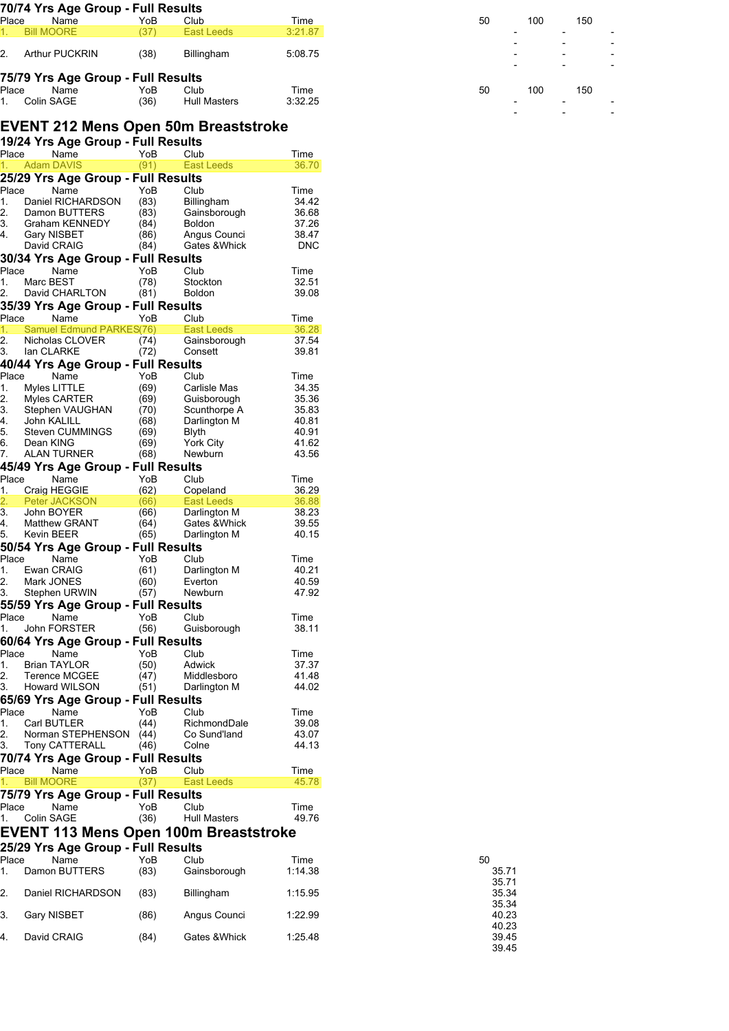## 70/74 Yrs Age Group - Full Results

| Place | Name | YoB | Club | Time | 50 | 100 | 150 | |
|---|---|---|---|---|---|---|---|---|
| 1. | Bill MOORE | (37) | East Leeds | 3:21.87 | - | - | - | |
| | | | | | - | - | - | |
| 2. | Arthur PUCKRIN | (38) | Billingham | 5:08.75 | - | - | - | |
| | | | | | - | - | - | |

## 75/79 Yrs Age Group - Full Results

| Place | Name | YoB | Club | Time | 50 | 100 | 150 | |
|---|---|---|---|---|---|---|---|---|
| 1. | Colin SAGE | (36) | Hull Masters | 3:32.25 | - | - | - | |
| | | | | | - | - | - | |

# EVENT 212 Mens Open 50m Breaststroke

## 19/24 Yrs Age Group - Full Results

| Place | Name | YoB | Club | Time |
|---|---|---|---|---|
| 1. | Adam DAVIS | (91) | East Leeds | 36.70 |

## 25/29 Yrs Age Group - Full Results

| Place | Name | YoB | Club | Time |
|---|---|---|---|---|
| 1. | Daniel RICHARDSON | (83) | Billingham | 34.42 |
| 2. | Damon BUTTERS | (83) | Gainsborough | 36.68 |
| 3. | Graham KENNEDY | (84) | Boldon | 37.26 |
| 4. | Gary NISBET | (86) | Angus Counci | 38.47 |
| | David CRAIG | (84) | Gates &Whick | DNC |

## 30/34 Yrs Age Group - Full Results

| Place | Name | YoB | Club | Time |
|---|---|---|---|---|
| 1. | Marc BEST | (78) | Stockton | 32.51 |
| 2. | David CHARLTON | (81) | Boldon | 39.08 |

## 35/39 Yrs Age Group - Full Results

| Place | Name | YoB | Club | Time |
|---|---|---|---|---|
| 1. | Samuel Edmund PARKES | (76) | East Leeds | 36.28 |
| 2. | Nicholas CLOVER | (74) | Gainsborough | 37.54 |
| 3. | Ian CLARKE | (72) | Consett | 39.81 |

## 40/44 Yrs Age Group - Full Results

| Place | Name | YoB | Club | Time |
|---|---|---|---|---|
| 1. | Myles LITTLE | (69) | Carlisle Mas | 34.35 |
| 2. | Myles CARTER | (69) | Guisborough | 35.36 |
| 3. | Stephen VAUGHAN | (70) | Scunthorpe A | 35.83 |
| 4. | John KALILL | (68) | Darlington M | 40.81 |
| 5. | Steven CUMMINGS | (69) | Blyth | 40.91 |
| 6. | Dean KING | (69) | York City | 41.62 |
| 7. | ALAN TURNER | (68) | Newburn | 43.56 |

## 45/49 Yrs Age Group - Full Results

| Place | Name | YoB | Club | Time |
|---|---|---|---|---|
| 1. | Craig HEGGIE | (62) | Copeland | 36.29 |
| 2. | Peter JACKSON | (66) | East Leeds | 36.88 |
| 3. | John BOYER | (66) | Darlington M | 38.23 |
| 4. | Matthew GRANT | (64) | Gates &Whick | 39.55 |
| 5. | Kevin BEER | (65) | Darlington M | 40.15 |

## 50/54 Yrs Age Group - Full Results

| Place | Name | YoB | Club | Time |
|---|---|---|---|---|
| 1. | Ewan CRAIG | (61) | Darlington M | 40.21 |
| 2. | Mark JONES | (60) | Everton | 40.59 |
| 3. | Stephen URWIN | (57) | Newburn | 47.92 |

## 55/59 Yrs Age Group - Full Results

| Place | Name | YoB | Club | Time |
|---|---|---|---|---|
| 1. | John FORSTER | (56) | Guisborough | 38.11 |

## 60/64 Yrs Age Group - Full Results

| Place | Name | YoB | Club | Time |
|---|---|---|---|---|
| 1. | Brian TAYLOR | (50) | Adwick | 37.37 |
| 2. | Terence MCGEE | (47) | Middlesboro | 41.48 |
| 3. | Howard WILSON | (51) | Darlington M | 44.02 |

## 65/69 Yrs Age Group - Full Results

| Place | Name | YoB | Club | Time |
|---|---|---|---|---|
| 1. | Carl BUTLER | (44) | RichmondDale | 39.08 |
| 2. | Norman STEPHENSON | (44) | Co Sund'land | 43.07 |
| 3. | Tony CATTERALL | (46) | Colne | 44.13 |

## 70/74 Yrs Age Group - Full Results

| Place | Name | YoB | Club | Time |
|---|---|---|---|---|
| 1. | Bill MOORE | (37) | East Leeds | 45.78 |

## 75/79 Yrs Age Group - Full Results

| Place | Name | YoB | Club | Time |
|---|---|---|---|---|
| 1. | Colin SAGE | (36) | Hull Masters | 49.76 |

# EVENT 113 Mens Open 100m Breaststroke

## 25/29 Yrs Age Group - Full Results

| Place | Name | YoB | Club | Time | 50 |
|---|---|---|---|---|---|
| 1. | Damon BUTTERS | (83) | Gainsborough | 1:14.38 | 35.71 |
| | | | | | 35.71 |
| 2. | Daniel RICHARDSON | (83) | Billingham | 1:15.95 | 35.34 |
| | | | | | 35.34 |
| 3. | Gary NISBET | (86) | Angus Counci | 1:22.99 | 40.23 |
| | | | | | 40.23 |
| 4. | David CRAIG | (84) | Gates &Whick | 1:25.48 | 39.45 |
| | | | | | 39.45 |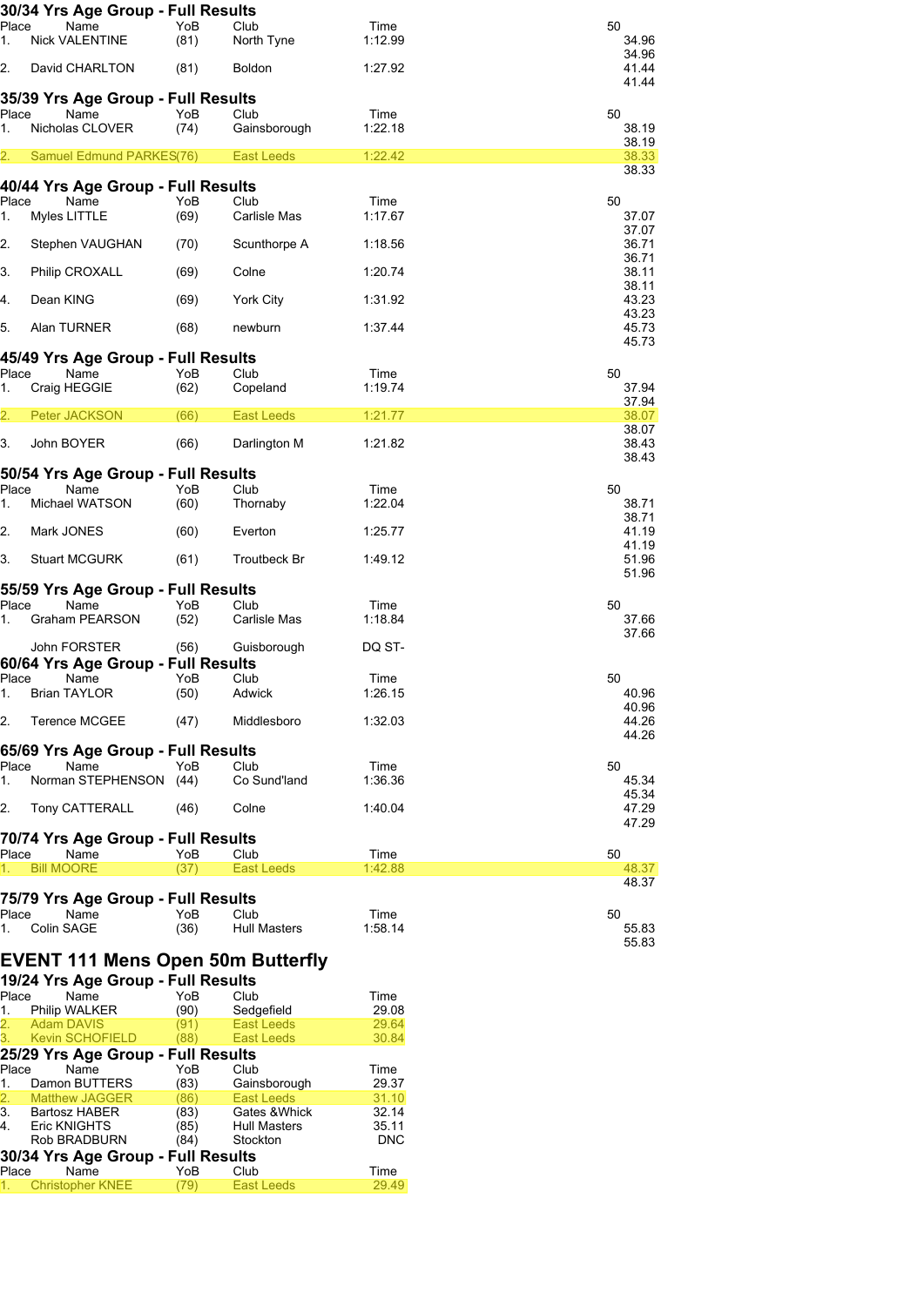### 30/34 Yrs Age Group - Full Results

| Place | Name | YoB | Club | Time | 50 |
|---|---|---|---|---|---|
| 1. | Nick VALENTINE | (81) | North Tyne | 1:12.99 | 34.96<br>34.96 |
| 2. | David CHARLTON | (81) | Boldon | 1:27.92 | 41.44<br>41.44 |

### 35/39 Yrs Age Group - Full Results

| Place | Name | YoB | Club | Time | 50 |
|---|---|---|---|---|---|
| 1. | Nicholas CLOVER | (74) | Gainsborough | 1:22.18 | 38.19<br>38.19 |
| 2. | Samuel Edmund PARKES | (76) | East Leeds | 1:22.42 | 38.33<br>38.33 |

### 40/44 Yrs Age Group - Full Results

| Place | Name | YoB | Club | Time | 50 |
|---|---|---|---|---|---|
| 1. | Myles LITTLE | (69) | Carlisle Mas | 1:17.67 | 37.07<br>37.07 |
| 2. | Stephen VAUGHAN | (70) | Scunthorpe A | 1:18.56 | 36.71<br>36.71 |
| 3. | Philip CROXALL | (69) | Colne | 1:20.74 | 38.11<br>38.11 |
| 4. | Dean KING | (69) | York City | 1:31.92 | 43.23<br>43.23 |
| 5. | Alan TURNER | (68) | newburn | 1:37.44 | 45.73<br>45.73 |

### 45/49 Yrs Age Group - Full Results

| Place | Name | YoB | Club | Time | 50 |
|---|---|---|---|---|---|
| 1. | Craig HEGGIE | (62) | Copeland | 1:19.74 | 37.94<br>37.94 |
| 2. | Peter JACKSON | (66) | East Leeds | 1:21.77 | 38.07<br>38.07 |
| 3. | John BOYER | (66) | Darlington M | 1:21.82 | 38.43<br>38.43 |

### 50/54 Yrs Age Group - Full Results

| Place | Name | YoB | Club | Time | 50 |
|---|---|---|---|---|---|
| 1. | Michael WATSON | (60) | Thornaby | 1:22.04 | 38.71<br>38.71 |
| 2. | Mark JONES | (60) | Everton | 1:25.77 | 41.19<br>41.19 |
| 3. | Stuart MCGURK | (61) | Troutbeck Br | 1:49.12 | 51.96<br>51.96 |

### 55/59 Yrs Age Group - Full Results

| Place | Name | YoB | Club | Time | 50 |
|---|---|---|---|---|---|
| 1. | Graham PEARSON | (52) | Carlisle Mas | 1:18.84 | 37.66<br>37.66 |
| | John FORSTER | (56) | Guisborough | DQ ST- | |

### 60/64 Yrs Age Group - Full Results

| Place | Name | YoB | Club | Time | 50 |
|---|---|---|---|---|---|
| 1. | Brian TAYLOR | (50) | Adwick | 1:26.15 | 40.96<br>40.96 |
| 2. | Terence MCGEE | (47) | Middlesboro | 1:32.03 | 44.26<br>44.26 |

### 65/69 Yrs Age Group - Full Results

| Place | Name | YoB | Club | Time | 50 |
|---|---|---|---|---|---|
| 1. | Norman STEPHENSON | (44) | Co Sund'land | 1:36.36 | 45.34<br>45.34 |
| 2. | Tony CATTERALL | (46) | Colne | 1:40.04 | 47.29<br>47.29 |

### 70/74 Yrs Age Group - Full Results

| Place | Name | YoB | Club | Time | 50 |
|---|---|---|---|---|---|
| 1. | Bill MOORE | (37) | East Leeds | 1:42.88 | 48.37<br>48.37 |

### 75/79 Yrs Age Group - Full Results

| Place | Name | YoB | Club | Time | 50 |
|---|---|---|---|---|---|
| 1. | Colin SAGE | (36) | Hull Masters | 1:58.14 | 55.83<br>55.83 |

## EVENT 111 Mens Open 50m Butterfly

### 19/24 Yrs Age Group - Full Results

| Place | Name | YoB | Club | Time |
|---|---|---|---|---|
| 1. | Philip WALKER | (90) | Sedgefield | 29.08 |
| 2. | Adam DAVIS | (91) | East Leeds | 29.64 |
| 3. | Kevin SCHOFIELD | (88) | East Leeds | 30.84 |

### 25/29 Yrs Age Group - Full Results

| Place | Name | YoB | Club | Time |
|---|---|---|---|---|
| 1. | Damon BUTTERS | (83) | Gainsborough | 29.37 |
| 2. | Matthew JAGGER | (86) | East Leeds | 31.10 |
| 3. | Bartosz HABER | (83) | Gates &Whick | 32.14 |
| 4. | Eric KNIGHTS | (85) | Hull Masters | 35.11 |
| | Rob BRADBURN | (84) | Stockton | DNC |

### 30/34 Yrs Age Group - Full Results

| Place | Name | YoB | Club | Time |
|---|---|---|---|---|
| 1. | Christopher KNEE | (79) | East Leeds | 29.49 |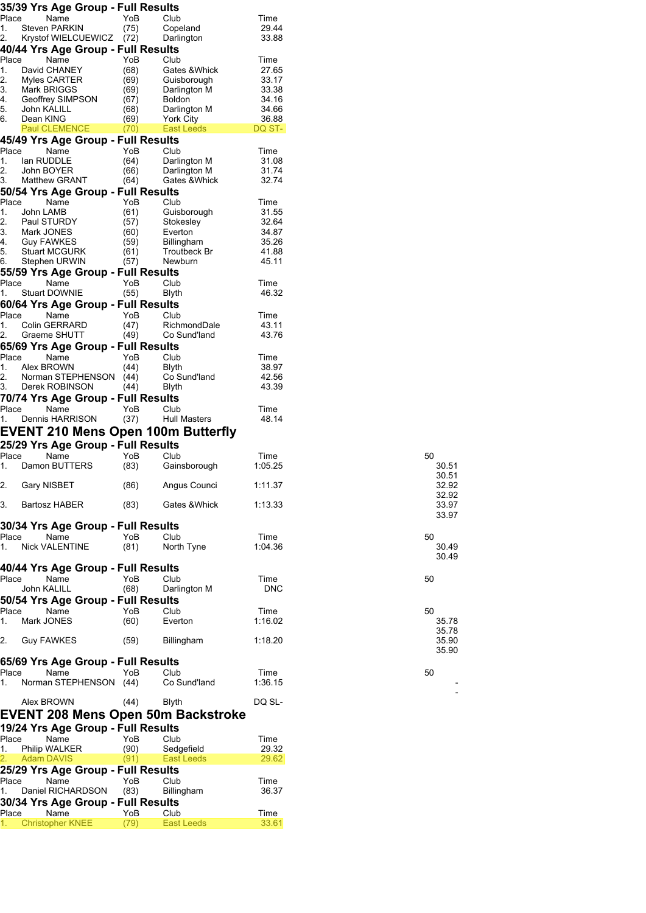### 35/39 Yrs Age Group - Full Results

| Place | Name | YoB | Club | Time |
|---|---|---|---|---|
| 1. | Steven PARKIN | (75) | Copeland | 29.44 |
| 2. | Krystof WIELCUEWICZ | (72) | Darlington | 33.88 |

### 40/44 Yrs Age Group - Full Results

| Place | Name | YoB | Club | Time |
|---|---|---|---|---|
| 1. | David CHANEY | (68) | Gates &Whick | 27.65 |
| 2. | Myles CARTER | (69) | Guisborough | 33.17 |
| 3. | Mark BRIGGS | (69) | Darlington M | 33.38 |
| 4. | Geoffrey SIMPSON | (67) | Boldon | 34.16 |
| 5. | John KALILL | (68) | Darlington M | 34.66 |
| 6. | Dean KING | (69) | York City | 36.88 |
| | Paul CLEMENCE | (70) | East Leeds | DQ ST- |

### 45/49 Yrs Age Group - Full Results

| Place | Name | YoB | Club | Time |
|---|---|---|---|---|
| 1. | Ian RUDDLE | (64) | Darlington M | 31.08 |
| 2. | John BOYER | (66) | Darlington M | 31.74 |
| 3. | Matthew GRANT | (64) | Gates &Whick | 32.74 |

### 50/54 Yrs Age Group - Full Results

| Place | Name | YoB | Club | Time |
|---|---|---|---|---|
| 1. | John LAMB | (61) | Guisborough | 31.55 |
| 2. | Paul STURDY | (57) | Stokesley | 32.64 |
| 3. | Mark JONES | (60) | Everton | 34.87 |
| 4. | Guy FAWKES | (59) | Billingham | 35.26 |
| 5. | Stuart MCGURK | (61) | Troutbeck Br | 41.88 |
| 6. | Stephen URWIN | (57) | Newburn | 45.11 |

### 55/59 Yrs Age Group - Full Results

| Place | Name | YoB | Club | Time |
|---|---|---|---|---|
| 1. | Stuart DOWNIE | (55) | Blyth | 46.32 |

### 60/64 Yrs Age Group - Full Results

| Place | Name | YoB | Club | Time |
|---|---|---|---|---|
| 1. | Colin GERRARD | (47) | RichmondDale | 43.11 |
| 2. | Graeme SHUTT | (49) | Co Sund'land | 43.76 |

### 65/69 Yrs Age Group - Full Results

| Place | Name | YoB | Club | Time |
|---|---|---|---|---|
| 1. | Alex BROWN | (44) | Blyth | 38.97 |
| 2. | Norman STEPHENSON | (44) | Co Sund'land | 42.56 |
| 3. | Derek ROBINSON | (44) | Blyth | 43.39 |

### 70/74 Yrs Age Group - Full Results

| Place | Name | YoB | Club | Time |
|---|---|---|---|---|
| 1. | Dennis HARRISON | (37) | Hull Masters | 48.14 |

## EVENT 210 Mens Open 100m Butterfly

### 25/29 Yrs Age Group - Full Results

| Place | Name | YoB | Club | Time | 50 |
|---|---|---|---|---|---|
| 1. | Damon BUTTERS | (83) | Gainsborough | 1:05.25 | 30.51 / 30.51 |
| 2. | Gary NISBET | (86) | Angus Counci | 1:11.37 | 32.92 / 32.92 |
| 3. | Bartosz HABER | (83) | Gates &Whick | 1:13.33 | 33.97 / 33.97 |

### 30/34 Yrs Age Group - Full Results

| Place | Name | YoB | Club | Time | 50 |
|---|---|---|---|---|---|
| 1. | Nick VALENTINE | (81) | North Tyne | 1:04.36 | 30.49 / 30.49 |

### 40/44 Yrs Age Group - Full Results

| Place | Name | YoB | Club | Time | 50 |
|---|---|---|---|---|---|
| | John KALILL | (68) | Darlington M | DNC | |

### 50/54 Yrs Age Group - Full Results

| Place | Name | YoB | Club | Time | 50 |
|---|---|---|---|---|---|
| 1. | Mark JONES | (60) | Everton | 1:16.02 | 35.78 / 35.78 |
| 2. | Guy FAWKES | (59) | Billingham | 1:18.20 | 35.90 / 35.90 |

### 65/69 Yrs Age Group - Full Results

| Place | Name | YoB | Club | Time | 50 |
|---|---|---|---|---|---|
| 1. | Norman STEPHENSON | (44) | Co Sund'land | 1:36.15 | - / - |
| | Alex BROWN | (44) | Blyth | DQ SL- | |

## EVENT 208 Mens Open 50m Backstroke

### 19/24 Yrs Age Group - Full Results

| Place | Name | YoB | Club | Time |
|---|---|---|---|---|
| 1. | Philip WALKER | (90) | Sedgefield | 29.32 |
| 2. | Adam DAVIS | (91) | East Leeds | 29.62 |

### 25/29 Yrs Age Group - Full Results

| Place | Name | YoB | Club | Time |
|---|---|---|---|---|
| 1. | Daniel RICHARDSON | (83) | Billingham | 36.37 |

### 30/34 Yrs Age Group - Full Results

| Place | Name | YoB | Club | Time |
|---|---|---|---|---|
| 1. | Christopher KNEE | (79) | East Leeds | 33.61 |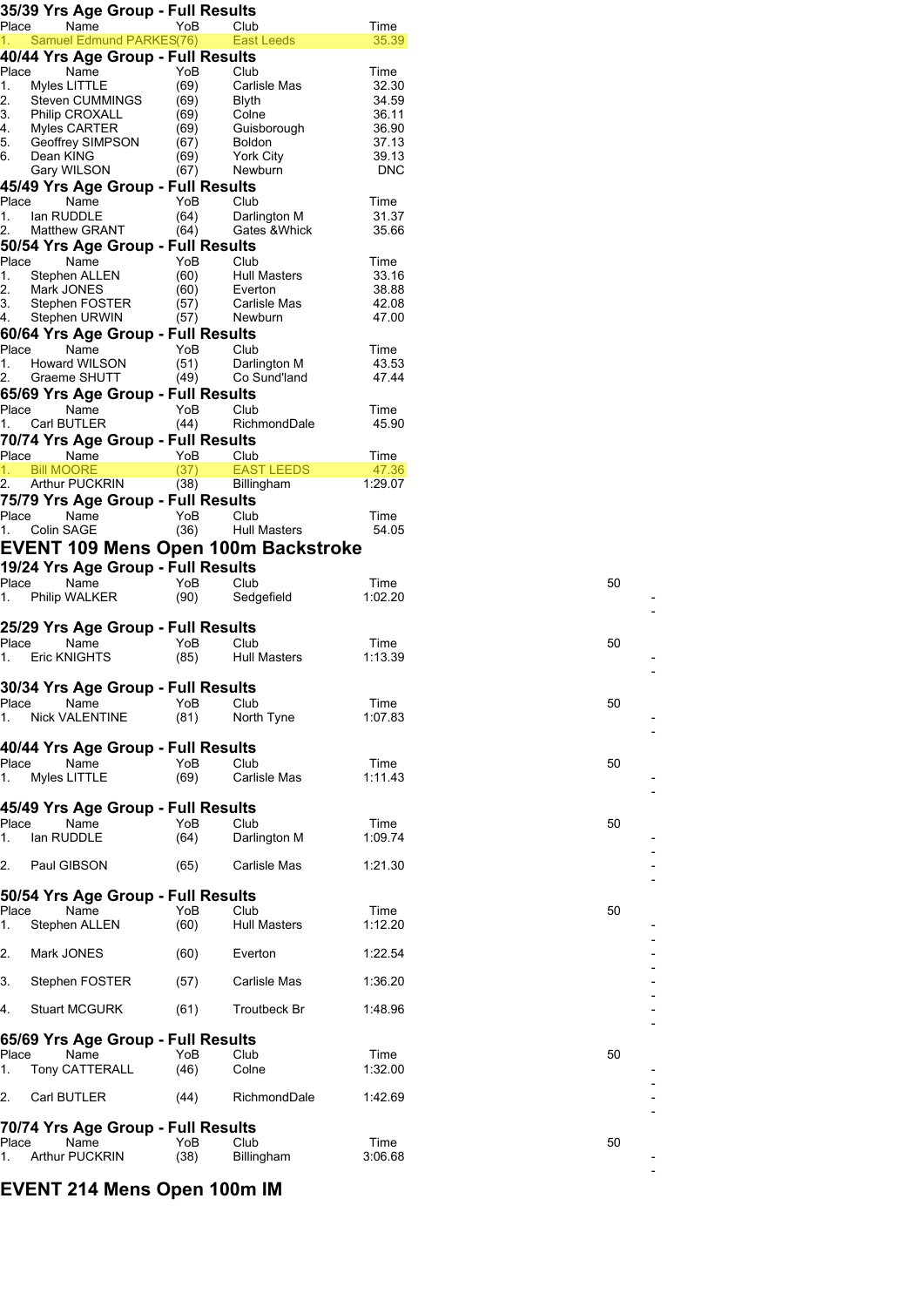### 35/39 Yrs Age Group - Full Results

| Place | Name | YoB | Club | Time |
|---|---|---|---|---|
| 1. | Samuel Edmund PARKES | (76) | East Leeds | 35.39 |

### 40/44 Yrs Age Group - Full Results

| Place | Name | YoB | Club | Time |
|---|---|---|---|---|
| 1. | Myles LITTLE | (69) | Carlisle Mas | 32.30 |
| 2. | Steven CUMMINGS | (69) | Blyth | 34.59 |
| 3. | Philip CROXALL | (69) | Colne | 36.11 |
| 4. | Myles CARTER | (69) | Guisborough | 36.90 |
| 5. | Geoffrey SIMPSON | (67) | Boldon | 37.13 |
| 6. | Dean KING | (69) | York City | 39.13 |
| | Gary WILSON | (67) | Newburn | DNC |

### 45/49 Yrs Age Group - Full Results

| Place | Name | YoB | Club | Time |
|---|---|---|---|---|
| 1. | Ian RUDDLE | (64) | Darlington M | 31.37 |
| 2. | Matthew GRANT | (64) | Gates &Whick | 35.66 |

### 50/54 Yrs Age Group - Full Results

| Place | Name | YoB | Club | Time |
|---|---|---|---|---|
| 1. | Stephen ALLEN | (60) | Hull Masters | 33.16 |
| 2. | Mark JONES | (60) | Everton | 38.88 |
| 3. | Stephen FOSTER | (57) | Carlisle Mas | 42.08 |
| 4. | Stephen URWIN | (57) | Newburn | 47.00 |

### 60/64 Yrs Age Group - Full Results

| Place | Name | YoB | Club | Time |
|---|---|---|---|---|
| 1. | Howard WILSON | (51) | Darlington M | 43.53 |
| 2. | Graeme SHUTT | (49) | Co Sund'land | 47.44 |

### 65/69 Yrs Age Group - Full Results

| Place | Name | YoB | Club | Time |
|---|---|---|---|---|
| 1. | Carl BUTLER | (44) | RichmondDale | 45.90 |

### 70/74 Yrs Age Group - Full Results

| Place | Name | YoB | Club | Time |
|---|---|---|---|---|
| 1. | Bill MOORE | (37) | EAST LEEDS | 47.36 |
| 2. | Arthur PUCKRIN | (38) | Billingham | 1:29.07 |

### 75/79 Yrs Age Group - Full Results

| Place | Name | YoB | Club | Time |
|---|---|---|---|---|
| 1. | Colin SAGE | (36) | Hull Masters | 54.05 |

## EVENT 109 Mens Open 100m Backstroke

### 19/24 Yrs Age Group - Full Results

| Place | Name | YoB | Club | Time | 50 |
|---|---|---|---|---|---|
| 1. | Philip WALKER | (90) | Sedgefield | 1:02.20 | - |

### 25/29 Yrs Age Group - Full Results

| Place | Name | YoB | Club | Time | 50 |
|---|---|---|---|---|---|
| 1. | Eric KNIGHTS | (85) | Hull Masters | 1:13.39 | - |

### 30/34 Yrs Age Group - Full Results

| Place | Name | YoB | Club | Time | 50 |
|---|---|---|---|---|---|
| 1. | Nick VALENTINE | (81) | North Tyne | 1:07.83 | - |

### 40/44 Yrs Age Group - Full Results

| Place | Name | YoB | Club | Time | 50 |
|---|---|---|---|---|---|
| 1. | Myles LITTLE | (69) | Carlisle Mas | 1:11.43 | - |

### 45/49 Yrs Age Group - Full Results

| Place | Name | YoB | Club | Time | 50 |
|---|---|---|---|---|---|
| 1. | Ian RUDDLE | (64) | Darlington M | 1:09.74 | - |
| 2. | Paul GIBSON | (65) | Carlisle Mas | 1:21.30 | - |

### 50/54 Yrs Age Group - Full Results

| Place | Name | YoB | Club | Time | 50 |
|---|---|---|---|---|---|
| 1. | Stephen ALLEN | (60) | Hull Masters | 1:12.20 | - |
| 2. | Mark JONES | (60) | Everton | 1:22.54 | - |
| 3. | Stephen FOSTER | (57) | Carlisle Mas | 1:36.20 | - |
| 4. | Stuart MCGURK | (61) | Troutbeck Br | 1:48.96 | - |

### 65/69 Yrs Age Group - Full Results

| Place | Name | YoB | Club | Time | 50 |
|---|---|---|---|---|---|
| 1. | Tony CATTERALL | (46) | Colne | 1:32.00 | - |
| 2. | Carl BUTLER | (44) | RichmondDale | 1:42.69 | - |

### 70/74 Yrs Age Group - Full Results

| Place | Name | YoB | Club | Time | 50 |
|---|---|---|---|---|---|
| 1. | Arthur PUCKRIN | (38) | Billingham | 3:06.68 | - |

## EVENT 214 Mens Open 100m IM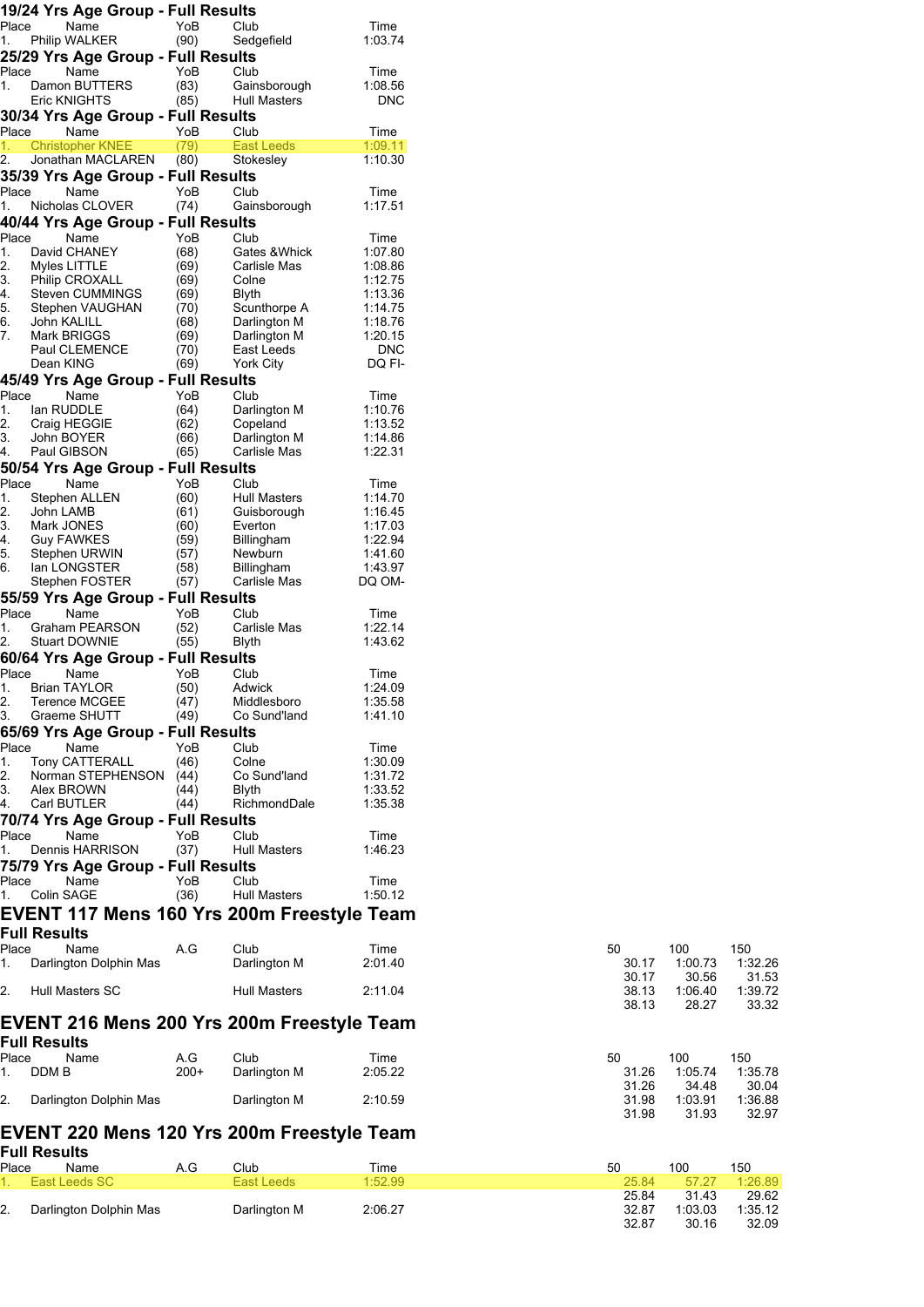### 19/24 Yrs Age Group - Full Results

| Place | Name | YoB | Club | Time |
|---|---|---|---|---|
| 1. | Philip WALKER | (90) | Sedgefield | 1:03.74 |

### 25/29 Yrs Age Group - Full Results

| Place | Name | YoB | Club | Time |
|---|---|---|---|---|
| 1. | Damon BUTTERS | (83) | Gainsborough | 1:08.56 |
| | Eric KNIGHTS | (85) | Hull Masters | DNC |

### 30/34 Yrs Age Group - Full Results

| Place | Name | YoB | Club | Time |
|---|---|---|---|---|
| 1. | Christopher KNEE | (79) | East Leeds | 1:09.11 |
| 2. | Jonathan MACLAREN | (80) | Stokesley | 1:10.30 |

### 35/39 Yrs Age Group - Full Results

| Place | Name | YoB | Club | Time |
|---|---|---|---|---|
| 1. | Nicholas CLOVER | (74) | Gainsborough | 1:17.51 |

### 40/44 Yrs Age Group - Full Results

| Place | Name | YoB | Club | Time |
|---|---|---|---|---|
| 1. | David CHANEY | (68) | Gates &Whick | 1:07.80 |
| 2. | Myles LITTLE | (69) | Carlisle Mas | 1:08.86 |
| 3. | Philip CROXALL | (69) | Colne | 1:12.75 |
| 4. | Steven CUMMINGS | (69) | Blyth | 1:13.36 |
| 5. | Stephen VAUGHAN | (70) | Scunthorpe A | 1:14.75 |
| 6. | John KALILL | (68) | Darlington M | 1:18.76 |
| 7. | Mark BRIGGS | (69) | Darlington M | 1:20.15 |
| | Paul CLEMENCE | (70) | East Leeds | DNC |
| | Dean KING | (69) | York City | DQ FI- |

### 45/49 Yrs Age Group - Full Results

| Place | Name | YoB | Club | Time |
|---|---|---|---|---|
| 1. | Ian RUDDLE | (64) | Darlington M | 1:10.76 |
| 2. | Craig HEGGIE | (62) | Copeland | 1:13.52 |
| 3. | John BOYER | (66) | Darlington M | 1:14.86 |
| 4. | Paul GIBSON | (65) | Carlisle Mas | 1:22.31 |

### 50/54 Yrs Age Group - Full Results

| Place | Name | YoB | Club | Time |
|---|---|---|---|---|
| 1. | Stephen ALLEN | (60) | Hull Masters | 1:14.70 |
| 2. | John LAMB | (61) | Guisborough | 1:16.45 |
| 3. | Mark JONES | (60) | Everton | 1:17.03 |
| 4. | Guy FAWKES | (59) | Billingham | 1:22.94 |
| 5. | Stephen URWIN | (57) | Newburn | 1:41.60 |
| 6. | Ian LONGSTER | (58) | Billingham | 1:43.97 |
| | Stephen FOSTER | (57) | Carlisle Mas | DQ OM- |

### 55/59 Yrs Age Group - Full Results

| Place | Name | YoB | Club | Time |
|---|---|---|---|---|
| 1. | Graham PEARSON | (52) | Carlisle Mas | 1:22.14 |
| 2. | Stuart DOWNIE | (55) | Blyth | 1:43.62 |

### 60/64 Yrs Age Group - Full Results

| Place | Name | YoB | Club | Time |
|---|---|---|---|---|
| 1. | Brian TAYLOR | (50) | Adwick | 1:24.09 |
| 2. | Terence MCGEE | (47) | Middlesboro | 1:35.58 |
| 3. | Graeme SHUTT | (49) | Co Sund'land | 1:41.10 |

### 65/69 Yrs Age Group - Full Results

| Place | Name | YoB | Club | Time |
|---|---|---|---|---|
| 1. | Tony CATTERALL | (46) | Colne | 1:30.09 |
| 2. | Norman STEPHENSON | (44) | Co Sund'land | 1:31.72 |
| 3. | Alex BROWN | (44) | Blyth | 1:33.52 |
| 4. | Carl BUTLER | (44) | RichmondDale | 1:35.38 |

### 70/74 Yrs Age Group - Full Results

| Place | Name | YoB | Club | Time |
|---|---|---|---|---|
| 1. | Dennis HARRISON | (37) | Hull Masters | 1:46.23 |

### 75/79 Yrs Age Group - Full Results

| Place | Name | YoB | Club | Time |
|---|---|---|---|---|
| 1. | Colin SAGE | (36) | Hull Masters | 1:50.12 |

## EVENT 117 Mens 160 Yrs 200m Freestyle Team

### Full Results

| Place | Name | A.G | Club | Time | 50 | 100 | 150 |
|---|---|---|---|---|---|---|---|
| 1. | Darlington Dolphin Mas | | Darlington M | 2:01.40 | 30.17 | 1:00.73 | 1:32.26 |
| | | | | | 30.17 | 30.56 | 31.53 |
| 2. | Hull Masters SC | | Hull Masters | 2:11.04 | 38.13 | 1:06.40 | 1:39.72 |
| | | | | | 38.13 | 28.27 | 33.32 |

## EVENT 216 Mens 200 Yrs 200m Freestyle Team

### Full Results

| Place | Name | A.G | Club | Time | 50 | 100 | 150 |
|---|---|---|---|---|---|---|---|
| 1. | DDM B | 200+ | Darlington M | 2:05.22 | 31.26 | 1:05.74 | 1:35.78 |
| | | | | | 31.26 | 34.48 | 30.04 |
| 2. | Darlington Dolphin Mas | | Darlington M | 2:10.59 | 31.98 | 1:03.91 | 1:36.88 |
| | | | | | 31.98 | 31.93 | 32.97 |

## EVENT 220 Mens 120 Yrs 200m Freestyle Team

### Full Results

| Place | Name | A.G | Club | Time | 50 | 100 | 150 |
|---|---|---|---|---|---|---|---|
| 1. | East Leeds SC | | East Leeds | 1:52.99 | 25.84 | 57.27 | 1:26.89 |
| | | | | | 25.84 | 31.43 | 29.62 |
| 2. | Darlington Dolphin Mas | | Darlington M | 2:06.27 | 32.87 | 1:03.03 | 1:35.12 |
| | | | | | 32.87 | 30.16 | 32.09 |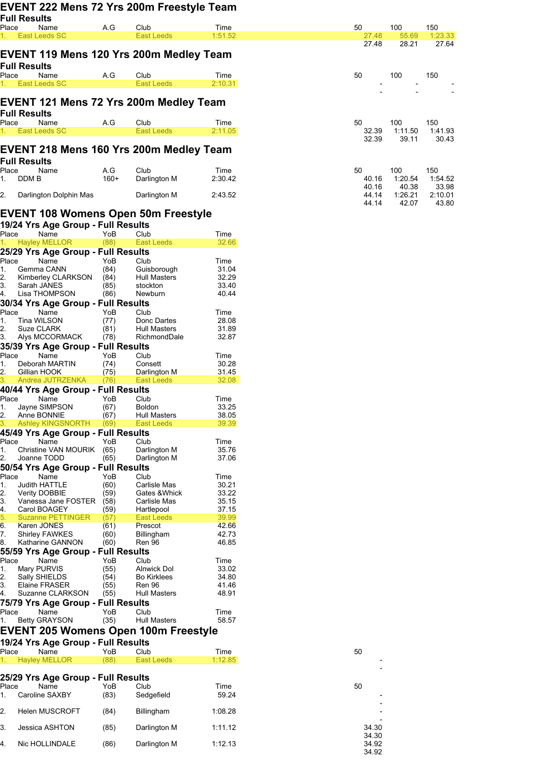# EVENT 222 Mens 72 Yrs 200m Freestyle Team

### Full Results

| Place | Name | A.G | Club | Time | 50 | 100 | 150 |
|---|---|---|---|---|---|---|---|
| 1. | East Leeds SC | | East Leeds | 1:51.52 | 27.48 | 55.69 | 1:23.33 |
| | | | | | 27.48 | 28.21 | 27.64 |

# EVENT 119 Mens 120 Yrs 200m Medley Team

### Full Results

| Place | Name | A.G | Club | Time | 50 | 100 | 150 |
|---|---|---|---|---|---|---|---|
| 1. | East Leeds SC | | East Leeds | 2:10.31 | - | - | - |
| | | | | | - | - | - |

# EVENT 121 Mens 72 Yrs 200m Medley Team

### Full Results

| Place | Name | A.G | Club | Time | 50 | 100 | 150 |
|---|---|---|---|---|---|---|---|
| 1. | East Leeds SC | | East Leeds | 2:11.05 | 32.39 | 1:11.50 | 1:41.93 |
| | | | | | 32.39 | 39.11 | 30.43 |

# EVENT 218 Mens 160 Yrs 200m Medley Team

### Full Results

| Place | Name | A.G | Club | Time | 50 | 100 | 150 |
|---|---|---|---|---|---|---|---|
| 1. | DDM B | 160+ | Darlington M | 2:30.42 | 40.16 | 1:20.54 | 1:54.52 |
| | | | | | 40.16 | 40.38 | 33.98 |
| 2. | Darlington Dolphin Mas | | Darlington M | 2:43.52 | 44.14 | 1:26.21 | 2:10.01 |
| | | | | | 44.14 | 42.07 | 43.80 |

# EVENT 108 Womens Open 50m Freestyle

### 19/24 Yrs Age Group - Full Results

| Place | Name | YoB | Club | Time |
|---|---|---|---|---|
| 1. | Hayley MELLOR | (88) | East Leeds | 32.66 |

### 25/29 Yrs Age Group - Full Results

| Place | Name | YoB | Club | Time |
|---|---|---|---|---|
| 1. | Gemma CANN | (84) | Guisborough | 31.04 |
| 2. | Kimberley CLARKSON | (84) | Hull Masters | 32.29 |
| 3. | Sarah JANES | (85) | stockton | 33.40 |
| 4. | Lisa THOMPSON | (86) | Newburn | 40.44 |

### 30/34 Yrs Age Group - Full Results

| Place | Name | YoB | Club | Time |
|---|---|---|---|---|
| 1. | Tina WILSON | (77) | Donc Dartes | 28.08 |
| 2. | Suze CLARK | (81) | Hull Masters | 31.89 |
| 3. | Alys MCCORMACK | (78) | RichmondDale | 32.87 |

### 35/39 Yrs Age Group - Full Results

| Place | Name | YoB | Club | Time |
|---|---|---|---|---|
| 1. | Deborah MARTIN | (74) | Consett | 30.28 |
| 2. | Gillian HOOK | (75) | Darlington M | 31.45 |
| 3. | Andrea JUTRZENKA | (76) | East Leeds | 32.08 |

### 40/44 Yrs Age Group - Full Results

| Place | Name | YoB | Club | Time |
|---|---|---|---|---|
| 1. | Jayne SIMPSON | (67) | Boldon | 33.25 |
| 2. | Anne BONNIE | (67) | Hull Masters | 38.05 |
| 3. | Ashley KINGSNORTH | (69) | East Leeds | 39.39 |

### 45/49 Yrs Age Group - Full Results

| Place | Name | YoB | Club | Time |
|---|---|---|---|---|
| 1. | Christine VAN MOURIK | (65) | Darlington M | 35.76 |
| 2. | Joanne TODD | (65) | Darlington M | 37.06 |

### 50/54 Yrs Age Group - Full Results

| Place | Name | YoB | Club | Time |
|---|---|---|---|---|
| 1. | Judith HATTLE | (60) | Carlisle Mas | 30.21 |
| 2. | Verity DOBBIE | (59) | Gates &Whick | 33.22 |
| 3. | Vanessa Jane FOSTER | (58) | Carlisle Mas | 35.15 |
| 4. | Carol BOAGEY | (59) | Hartlepool | 37.15 |
| 5. | Suzanne PETTINGER | (57) | East Leeds | 39.99 |
| 6. | Karen JONES | (61) | Prescot | 42.66 |
| 7. | Shirley FAWKES | (60) | Billingham | 42.73 |
| 8. | Katharine GANNON | (60) | Ren 96 | 46.85 |

### 55/59 Yrs Age Group - Full Results

| Place | Name | YoB | Club | Time |
|---|---|---|---|---|
| 1. | Mary PURVIS | (55) | Alnwick Dol | 33.02 |
| 2. | Sally SHIELDS | (54) | Bo Kirklees | 34.80 |
| 3. | Elaine FRASER | (55) | Ren 96 | 41.46 |
| 4. | Suzanne CLARKSON | (55) | Hull Masters | 48.91 |

### 75/79 Yrs Age Group - Full Results

| Place | Name | YoB | Club | Time |
|---|---|---|---|---|
| 1. | Betty GRAYSON | (35) | Hull Masters | 58.57 |

# EVENT 205 Womens Open 100m Freestyle

### 19/24 Yrs Age Group - Full Results

| Place | Name | YoB | Club | Time | 50 |
|---|---|---|---|---|---|
| 1. | Hayley MELLOR | (88) | East Leeds | 1:12.85 | - |
| | | | | | - |

### 25/29 Yrs Age Group - Full Results

| Place | Name | YoB | Club | Time | 50 |
|---|---|---|---|---|---|
| 1. | Caroline SAXBY | (83) | Sedgefield | 59.24 | - |
| | | | | | - |
| 2. | Helen MUSCROFT | (84) | Billingham | 1:08.28 | - |
| | | | | | - |
| 3. | Jessica ASHTON | (85) | Darlington M | 1:11.12 | 34.30 |
| | | | | | 34.30 |
| 4. | Nic HOLLINDALE | (86) | Darlington M | 1:12.13 | 34.92 |
| | | | | | 34.92 |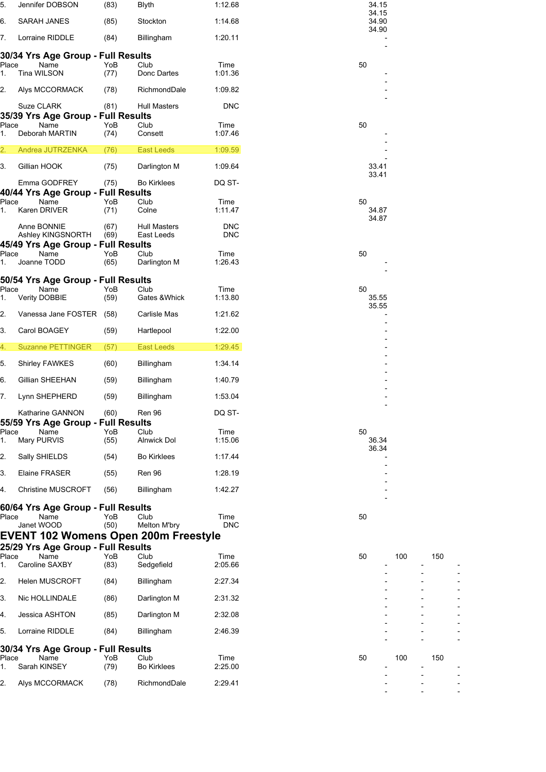| Place | Name | YoB | Club | Time | 50 |
|---|---|---|---|---|---|
| 5. | Jennifer DOBSON | (83) | Blyth | 1:12.68 | 34.15<br>34.15 |
| 6. | SARAH JANES | (85) | Stockton | 1:14.68 | 34.90<br>34.90 |
| 7. | Lorraine RIDDLE | (84) | Billingham | 1:20.11 | -<br>- |

### 30/34 Yrs Age Group - Full Results

| Place | Name | YoB | Club | Time | 50 |
|---|---|---|---|---|---|
| 1. | Tina WILSON | (77) | Donc Dartes | 1:01.36 | -<br>- |
| 2. | Alys MCCORMACK | (78) | RichmondDale | 1:09.82 | -<br>- |
| | Suze CLARK | (81) | Hull Masters | DNC | |

### 35/39 Yrs Age Group - Full Results

| Place | Name | YoB | Club | Time | 50 |
|---|---|---|---|---|---|
| 1. | Deborah MARTIN | (74) | Consett | 1:07.46 | -<br>- |
| 2. | Andrea JUTRZENKA | (76) | East Leeds | 1:09.59 | -<br>- |
| 3. | Gillian HOOK | (75) | Darlington M | 1:09.64 | 33.41<br>33.41 |
| | Emma GODFREY | (75) | Bo Kirklees | DQ ST- | |

### 40/44 Yrs Age Group - Full Results

| Place | Name | YoB | Club | Time | 50 |
|---|---|---|---|---|---|
| 1. | Karen DRIVER | (71) | Colne | 1:11.47 | 34.87<br>34.87 |
| | Anne BONNIE | (67) | Hull Masters | DNC | |
| | Ashley KINGSNORTH | (69) | East Leeds | DNC | |

### 45/49 Yrs Age Group - Full Results

| Place | Name | YoB | Club | Time | 50 |
|---|---|---|---|---|---|
| 1. | Joanne TODD | (65) | Darlington M | 1:26.43 | -<br>- |

### 50/54 Yrs Age Group - Full Results

| Place | Name | YoB | Club | Time | 50 |
|---|---|---|---|---|---|
| 1. | Verity DOBBIE | (59) | Gates &Whick | 1:13.80 | 35.55<br>35.55 |
| 2. | Vanessa Jane FOSTER | (58) | Carlisle Mas | 1:21.62 | -<br>- |
| 3. | Carol BOAGEY | (59) | Hartlepool | 1:22.00 | -<br>- |
| 4. | Suzanne PETTINGER | (57) | East Leeds | 1:29.45 | -<br>- |
| 5. | Shirley FAWKES | (60) | Billingham | 1:34.14 | -<br>- |
| 6. | Gillian SHEEHAN | (59) | Billingham | 1:40.79 | -<br>- |
| 7. | Lynn SHEPHERD | (59) | Billingham | 1:53.04 | -<br>- |
| | Katharine GANNON | (60) | Ren 96 | DQ ST- | |

### 55/59 Yrs Age Group - Full Results

| Place | Name | YoB | Club | Time | 50 |
|---|---|---|---|---|---|
| 1. | Mary PURVIS | (55) | Alnwick Dol | 1:15.06 | 36.34<br>36.34 |
| 2. | Sally SHIELDS | (54) | Bo Kirklees | 1:17.44 | -<br>- |
| 3. | Elaine FRASER | (55) | Ren 96 | 1:28.19 | -<br>- |
| 4. | Christine MUSCROFT | (56) | Billingham | 1:42.27 | -<br>- |

### 60/64 Yrs Age Group - Full Results

| Place | Name | YoB | Club | Time | 50 |
|---|---|---|---|---|---|
| | Janet WOOD | (50) | Melton M'bry | DNC | |

## EVENT 102 Womens Open 200m Freestyle

### 25/29 Yrs Age Group - Full Results

| Place | Name | YoB | Club | Time | 50 | 100 | 150 |
|---|---|---|---|---|---|---|---|
| 1. | Caroline SAXBY | (83) | Sedgefield | 2:05.66 | -<br>- | -<br>- | -<br>- |
| 2. | Helen MUSCROFT | (84) | Billingham | 2:27.34 | -<br>- | -<br>- | -<br>- |
| 3. | Nic HOLLINDALE | (86) | Darlington M | 2:31.32 | -<br>- | -<br>- | -<br>- |
| 4. | Jessica ASHTON | (85) | Darlington M | 2:32.08 | -<br>- | -<br>- | -<br>- |
| 5. | Lorraine RIDDLE | (84) | Billingham | 2:46.39 | -<br>- | -<br>- | -<br>- |

### 30/34 Yrs Age Group - Full Results

| Place | Name | YoB | Club | Time | 50 | 100 | 150 |
|---|---|---|---|---|---|---|---|
| 1. | Sarah KINSEY | (79) | Bo Kirklees | 2:25.00 | -<br>- | -<br>- | -<br>- |
| 2. | Alys MCCORMACK | (78) | RichmondDale | 2:29.41 | -<br>- | -<br>- | -<br>- |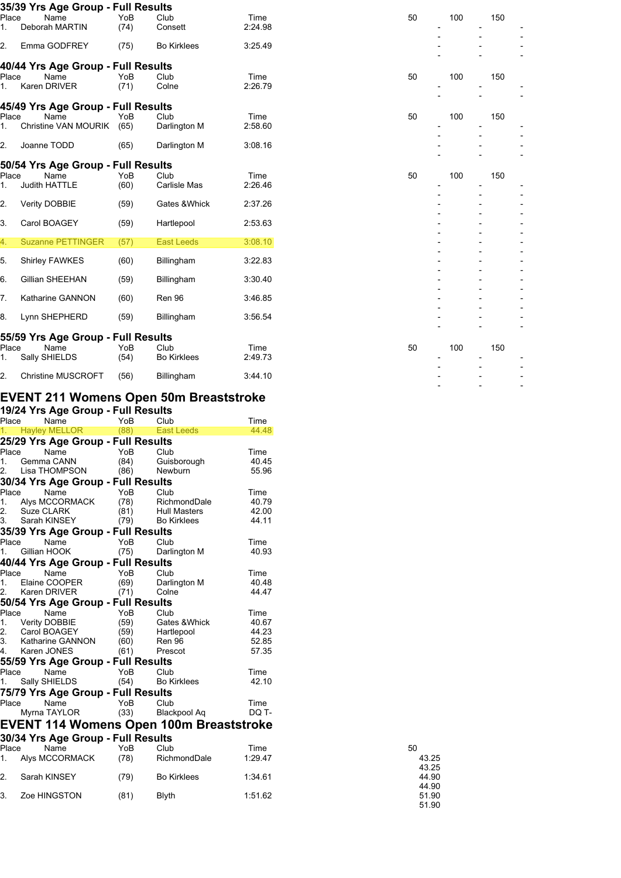### 35/39 Yrs Age Group - Full Results

| Place | Name | YoB | Club | Time | 50 | 100 | 150 |
|---|---|---|---|---|---|---|---|
| 1. | Deborah MARTIN | (74) | Consett | 2:24.98 | - | - | - |
| | | | | | - | - | - |
| 2. | Emma GODFREY | (75) | Bo Kirklees | 3:25.49 | - | - | - |
| | | | | | - | - | - |

### 40/44 Yrs Age Group - Full Results

| Place | Name | YoB | Club | Time | 50 | 100 | 150 |
|---|---|---|---|---|---|---|---|
| 1. | Karen DRIVER | (71) | Colne | 2:26.79 | - | - | - |
| | | | | | - | - | - |

### 45/49 Yrs Age Group - Full Results

| Place | Name | YoB | Club | Time | 50 | 100 | 150 |
|---|---|---|---|---|---|---|---|
| 1. | Christine VAN MOURIK | (65) | Darlington M | 2:58.60 | - | - | - |
| | | | | | - | - | - |
| 2. | Joanne TODD | (65) | Darlington M | 3:08.16 | - | - | - |
| | | | | | - | - | - |

### 50/54 Yrs Age Group - Full Results

| Place | Name | YoB | Club | Time | 50 | 100 | 150 |
|---|---|---|---|---|---|---|---|
| 1. | Judith HATTLE | (60) | Carlisle Mas | 2:26.46 | - | - | - |
| | | | | | - | - | - |
| 2. | Verity DOBBIE | (59) | Gates &Whick | 2:37.26 | - | - | - |
| | | | | | - | - | - |
| 3. | Carol BOAGEY | (59) | Hartlepool | 2:53.63 | - | - | - |
| | | | | | - | - | - |
| 4. | Suzanne PETTINGER | (57) | East Leeds | 3:08.10 | - | - | - |
| | | | | | - | - | - |
| 5. | Shirley FAWKES | (60) | Billingham | 3:22.83 | - | - | - |
| | | | | | - | - | - |
| 6. | Gillian SHEEHAN | (59) | Billingham | 3:30.40 | - | - | - |
| | | | | | - | - | - |
| 7. | Katharine GANNON | (60) | Ren 96 | 3:46.85 | - | - | - |
| | | | | | - | - | - |
| 8. | Lynn SHEPHERD | (59) | Billingham | 3:56.54 | - | - | - |
| | | | | | - | - | - |

### 55/59 Yrs Age Group - Full Results

| Place | Name | YoB | Club | Time | 50 | 100 | 150 |
|---|---|---|---|---|---|---|---|
| 1. | Sally SHIELDS | (54) | Bo Kirklees | 2:49.73 | - | - | - |
| | | | | | - | - | - |
| 2. | Christine MUSCROFT | (56) | Billingham | 3:44.10 | - | - | - |
| | | | | | - | - | - |

## EVENT 211 Womens Open 50m Breaststroke

### 19/24 Yrs Age Group - Full Results

| Place | Name | YoB | Club | Time |
|---|---|---|---|---|
| 1. | Hayley MELLOR | (88) | East Leeds | 44.48 |

### 25/29 Yrs Age Group - Full Results

| Place | Name | YoB | Club | Time |
|---|---|---|---|---|
| 1. | Gemma CANN | (84) | Guisborough | 40.45 |
| 2. | Lisa THOMPSON | (86) | Newburn | 55.96 |

### 30/34 Yrs Age Group - Full Results

| Place | Name | YoB | Club | Time |
|---|---|---|---|---|
| 1. | Alys MCCORMACK | (78) | RichmondDale | 40.79 |
| 2. | Suze CLARK | (81) | Hull Masters | 42.00 |
| 3. | Sarah KINSEY | (79) | Bo Kirklees | 44.11 |

### 35/39 Yrs Age Group - Full Results

| Place | Name | YoB | Club | Time |
|---|---|---|---|---|
| 1. | Gillian HOOK | (75) | Darlington M | 40.93 |

### 40/44 Yrs Age Group - Full Results

| Place | Name | YoB | Club | Time |
|---|---|---|---|---|
| 1. | Elaine COOPER | (69) | Darlington M | 40.48 |
| 2. | Karen DRIVER | (71) | Colne | 44.47 |

### 50/54 Yrs Age Group - Full Results

| Place | Name | YoB | Club | Time |
|---|---|---|---|---|
| 1. | Verity DOBBIE | (59) | Gates &Whick | 40.67 |
| 2. | Carol BOAGEY | (59) | Hartlepool | 44.23 |
| 3. | Katharine GANNON | (60) | Ren 96 | 52.85 |
| 4. | Karen JONES | (61) | Prescot | 57.35 |

### 55/59 Yrs Age Group - Full Results

| Place | Name | YoB | Club | Time |
|---|---|---|---|---|
| 1. | Sally SHIELDS | (54) | Bo Kirklees | 42.10 |

### 75/79 Yrs Age Group - Full Results

| Place | Name | YoB | Club | Time |
|---|---|---|---|---|
| | Myrna TAYLOR | (33) | Blackpool Aq | DQ T- |

## EVENT 114 Womens Open 100m Breaststroke

### 30/34 Yrs Age Group - Full Results

| Place | Name | YoB | Club | Time | 50 |
|---|---|---|---|---|---|
| 1. | Alys MCCORMACK | (78) | RichmondDale | 1:29.47 | 43.25 |
| | | | | | 43.25 |
| 2. | Sarah KINSEY | (79) | Bo Kirklees | 1:34.61 | 44.90 |
| | | | | | 44.90 |
| 3. | Zoe HINGSTON | (81) | Blyth | 1:51.62 | 51.90 |
| | | | | | 51.90 |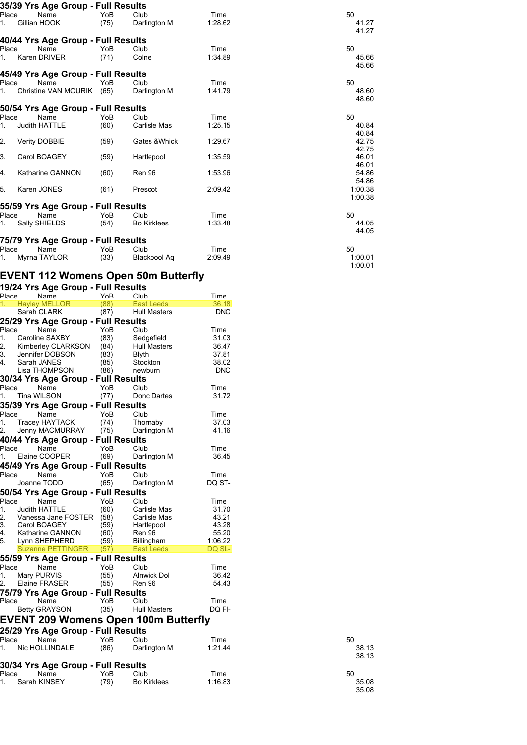### 35/39 Yrs Age Group - Full Results

| Place | Name | YoB | Club | Time | 50 |
|---|---|---|---|---|---|
| 1. | Gillian HOOK | (75) | Darlington M | 1:28.62 | 41.27 |
| | | | | | 41.27 |

### 40/44 Yrs Age Group - Full Results

| Place | Name | YoB | Club | Time | 50 |
|---|---|---|---|---|---|
| 1. | Karen DRIVER | (71) | Colne | 1:34.89 | 45.66 |
| | | | | | 45.66 |

### 45/49 Yrs Age Group - Full Results

| Place | Name | YoB | Club | Time | 50 |
|---|---|---|---|---|---|
| 1. | Christine VAN MOURIK | (65) | Darlington M | 1:41.79 | 48.60 |
| | | | | | 48.60 |

### 50/54 Yrs Age Group - Full Results

| Place | Name | YoB | Club | Time | 50 |
|---|---|---|---|---|---|
| 1. | Judith HATTLE | (60) | Carlisle Mas | 1:25.15 | 40.84 |
| | | | | | 40.84 |
| 2. | Verity DOBBIE | (59) | Gates &Whick | 1:29.67 | 42.75 |
| | | | | | 42.75 |
| 3. | Carol BOAGEY | (59) | Hartlepool | 1:35.59 | 46.01 |
| | | | | | 46.01 |
| 4. | Katharine GANNON | (60) | Ren 96 | 1:53.96 | 54.86 |
| | | | | | 54.86 |
| 5. | Karen JONES | (61) | Prescot | 2:09.42 | 1:00.38 |
| | | | | | 1:00.38 |

### 55/59 Yrs Age Group - Full Results

| Place | Name | YoB | Club | Time | 50 |
|---|---|---|---|---|---|
| 1. | Sally SHIELDS | (54) | Bo Kirklees | 1:33.48 | 44.05 |
| | | | | | 44.05 |

### 75/79 Yrs Age Group - Full Results

| Place | Name | YoB | Club | Time | 50 |
|---|---|---|---|---|---|
| 1. | Myrna TAYLOR | (33) | Blackpool Aq | 2:09.49 | 1:00.01 |
| | | | | | 1:00.01 |

## EVENT 112 Womens Open 50m Butterfly

### 19/24 Yrs Age Group - Full Results

| Place | Name | YoB | Club | Time |
|---|---|---|---|---|
| 1. | Hayley MELLOR | (88) | East Leeds | 36.18 |
| | Sarah CLARK | (87) | Hull Masters | DNC |

### 25/29 Yrs Age Group - Full Results

| Place | Name | YoB | Club | Time |
|---|---|---|---|---|
| 1. | Caroline SAXBY | (83) | Sedgefield | 31.03 |
| 2. | Kimberley CLARKSON | (84) | Hull Masters | 36.47 |
| 3. | Jennifer DOBSON | (83) | Blyth | 37.81 |
| 4. | Sarah JANES | (85) | Stockton | 38.02 |
| | Lisa THOMPSON | (86) | newburn | DNC |

### 30/34 Yrs Age Group - Full Results

| Place | Name | YoB | Club | Time |
|---|---|---|---|---|
| 1. | Tina WILSON | (77) | Donc Dartes | 31.72 |

### 35/39 Yrs Age Group - Full Results

| Place | Name | YoB | Club | Time |
|---|---|---|---|---|
| 1. | Tracey HAYTACK | (74) | Thornaby | 37.03 |
| 2. | Jenny MACMURRAY | (75) | Darlington M | 41.16 |

### 40/44 Yrs Age Group - Full Results

| Place | Name | YoB | Club | Time |
|---|---|---|---|---|
| 1. | Elaine COOPER | (69) | Darlington M | 36.45 |

### 45/49 Yrs Age Group - Full Results

| Place | Name | YoB | Club | Time |
|---|---|---|---|---|
| | Joanne TODD | (65) | Darlington M | DQ ST- |

### 50/54 Yrs Age Group - Full Results

| Place | Name | YoB | Club | Time |
|---|---|---|---|---|
| 1. | Judith HATTLE | (60) | Carlisle Mas | 31.70 |
| 2. | Vanessa Jane FOSTER | (58) | Carlisle Mas | 43.21 |
| 3. | Carol BOAGEY | (59) | Hartlepool | 43.28 |
| 4. | Katharine GANNON | (60) | Ren 96 | 55.20 |
| 5. | Lynn SHEPHERD | (59) | Billingham | 1:06.22 |
| | Suzanne PETTINGER | (57) | East Leeds | DQ SL- |

### 55/59 Yrs Age Group - Full Results

| Place | Name | YoB | Club | Time |
|---|---|---|---|---|
| 1. | Mary PURVIS | (55) | Alnwick Dol | 36.42 |
| 2. | Elaine FRASER | (55) | Ren 96 | 54.43 |

### 75/79 Yrs Age Group - Full Results

| Place | Name | YoB | Club | Time |
|---|---|---|---|---|
| | Betty GRAYSON | (35) | Hull Masters | DQ FI- |

## EVENT 209 Womens Open 100m Butterfly

### 25/29 Yrs Age Group - Full Results

| Place | Name | YoB | Club | Time | 50 |
|---|---|---|---|---|---|
| 1. | Nic HOLLINDALE | (86) | Darlington M | 1:21.44 | 38.13 |
| | | | | | 38.13 |

### 30/34 Yrs Age Group - Full Results

| Place | Name | YoB | Club | Time | 50 |
|---|---|---|---|---|---|
| 1. | Sarah KINSEY | (79) | Bo Kirklees | 1:16.83 | 35.08 |
| | | | | | 35.08 |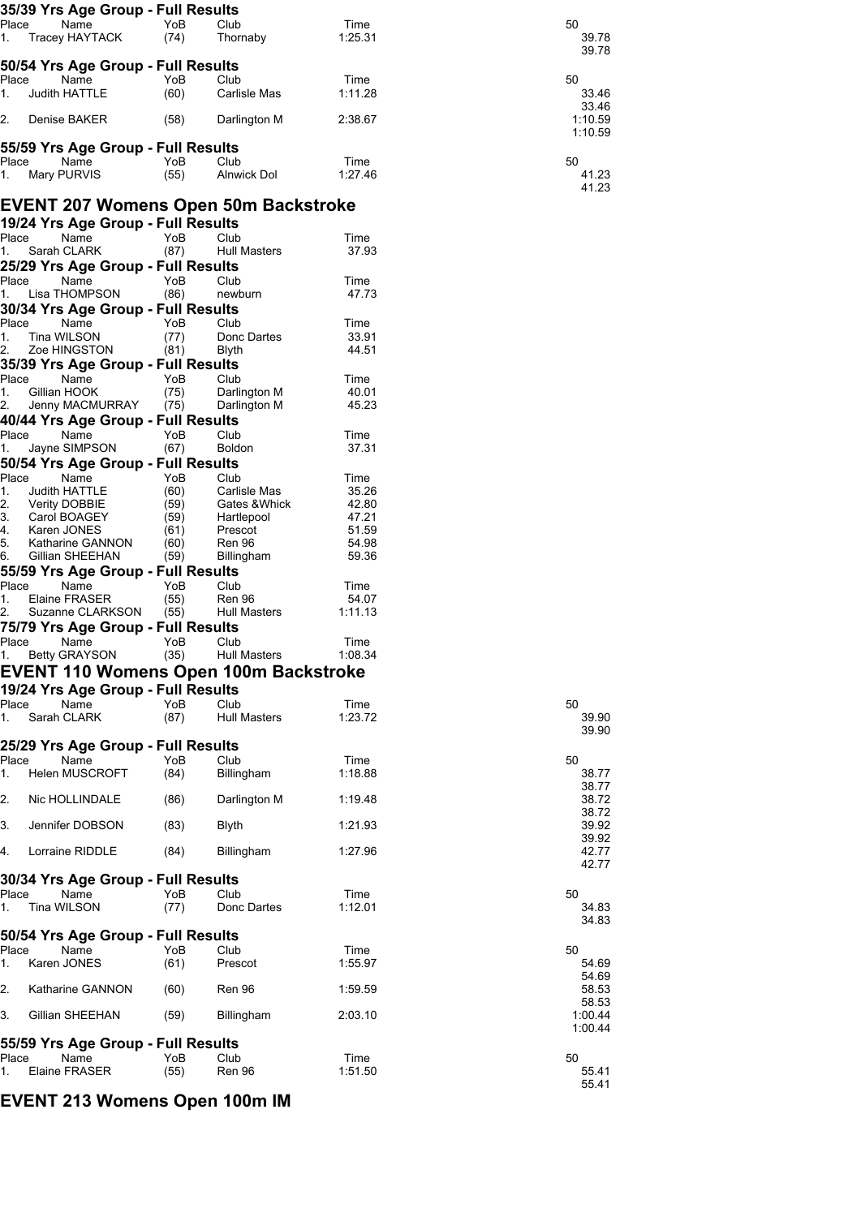### 35/39 Yrs Age Group - Full Results

| Place | Name | YoB | Club | Time | 50 |
|---|---|---|---|---|---|
| 1. | Tracey HAYTACK | (74) | Thornaby | 1:25.31 | 39.78 |
| | | | | | 39.78 |

### 50/54 Yrs Age Group - Full Results

| Place | Name | YoB | Club | Time | 50 |
|---|---|---|---|---|---|
| 1. | Judith HATTLE | (60) | Carlisle Mas | 1:11.28 | 33.46 |
| | | | | | 33.46 |
| 2. | Denise BAKER | (58) | Darlington M | 2:38.67 | 1:10.59 |
| | | | | | 1:10.59 |

### 55/59 Yrs Age Group - Full Results

| Place | Name | YoB | Club | Time | 50 |
|---|---|---|---|---|---|
| 1. | Mary PURVIS | (55) | Alnwick Dol | 1:27.46 | 41.23 |
| | | | | | 41.23 |

## EVENT 207 Womens Open 50m Backstroke

### 19/24 Yrs Age Group - Full Results

| Place | Name | YoB | Club | Time |
|---|---|---|---|---|
| 1. | Sarah CLARK | (87) | Hull Masters | 37.93 |

### 25/29 Yrs Age Group - Full Results

| Place | Name | YoB | Club | Time |
|---|---|---|---|---|
| 1. | Lisa THOMPSON | (86) | newburn | 47.73 |

### 30/34 Yrs Age Group - Full Results

| Place | Name | YoB | Club | Time |
|---|---|---|---|---|
| 1. | Tina WILSON | (77) | Donc Dartes | 33.91 |
| 2. | Zoe HINGSTON | (81) | Blyth | 44.51 |

### 35/39 Yrs Age Group - Full Results

| Place | Name | YoB | Club | Time |
|---|---|---|---|---|
| 1. | Gillian HOOK | (75) | Darlington M | 40.01 |
| 2. | Jenny MACMURRAY | (75) | Darlington M | 45.23 |

### 40/44 Yrs Age Group - Full Results

| Place | Name | YoB | Club | Time |
|---|---|---|---|---|
| 1. | Jayne SIMPSON | (67) | Boldon | 37.31 |

### 50/54 Yrs Age Group - Full Results

| Place | Name | YoB | Club | Time |
|---|---|---|---|---|
| 1. | Judith HATTLE | (60) | Carlisle Mas | 35.26 |
| 2. | Verity DOBBIE | (59) | Gates &Whick | 42.80 |
| 3. | Carol BOAGEY | (59) | Hartlepool | 47.21 |
| 4. | Karen JONES | (61) | Prescot | 51.59 |
| 5. | Katharine GANNON | (60) | Ren 96 | 54.98 |
| 6. | Gillian SHEEHAN | (59) | Billingham | 59.36 |

### 55/59 Yrs Age Group - Full Results

| Place | Name | YoB | Club | Time |
|---|---|---|---|---|
| 1. | Elaine FRASER | (55) | Ren 96 | 54.07 |
| 2. | Suzanne CLARKSON | (55) | Hull Masters | 1:11.13 |

### 75/79 Yrs Age Group - Full Results

| Place | Name | YoB | Club | Time |
|---|---|---|---|---|
| 1. | Betty GRAYSON | (35) | Hull Masters | 1:08.34 |

## EVENT 110 Womens Open 100m Backstroke

### 19/24 Yrs Age Group - Full Results

| Place | Name | YoB | Club | Time | 50 |
|---|---|---|---|---|---|
| 1. | Sarah CLARK | (87) | Hull Masters | 1:23.72 | 39.90 |
| | | | | | 39.90 |

### 25/29 Yrs Age Group - Full Results

| Place | Name | YoB | Club | Time | 50 |
|---|---|---|---|---|---|
| 1. | Helen MUSCROFT | (84) | Billingham | 1:18.88 | 38.77 |
| | | | | | 38.77 |
| 2. | Nic HOLLINDALE | (86) | Darlington M | 1:19.48 | 38.72 |
| | | | | | 38.72 |
| 3. | Jennifer DOBSON | (83) | Blyth | 1:21.93 | 39.92 |
| | | | | | 39.92 |
| 4. | Lorraine RIDDLE | (84) | Billingham | 1:27.96 | 42.77 |
| | | | | | 42.77 |

### 30/34 Yrs Age Group - Full Results

| Place | Name | YoB | Club | Time | 50 |
|---|---|---|---|---|---|
| 1. | Tina WILSON | (77) | Donc Dartes | 1:12.01 | 34.83 |
| | | | | | 34.83 |

### 50/54 Yrs Age Group - Full Results

| Place | Name | YoB | Club | Time | 50 |
|---|---|---|---|---|---|
| 1. | Karen JONES | (61) | Prescot | 1:55.97 | 54.69 |
| | | | | | 54.69 |
| 2. | Katharine GANNON | (60) | Ren 96 | 1:59.59 | 58.53 |
| | | | | | 58.53 |
| 3. | Gillian SHEEHAN | (59) | Billingham | 2:03.10 | 1:00.44 |
| | | | | | 1:00.44 |

### 55/59 Yrs Age Group - Full Results

| Place | Name | YoB | Club | Time | 50 |
|---|---|---|---|---|---|
| 1. | Elaine FRASER | (55) | Ren 96 | 1:51.50 | 55.41 |
| | | | | | 55.41 |

## EVENT 213 Womens Open 100m IM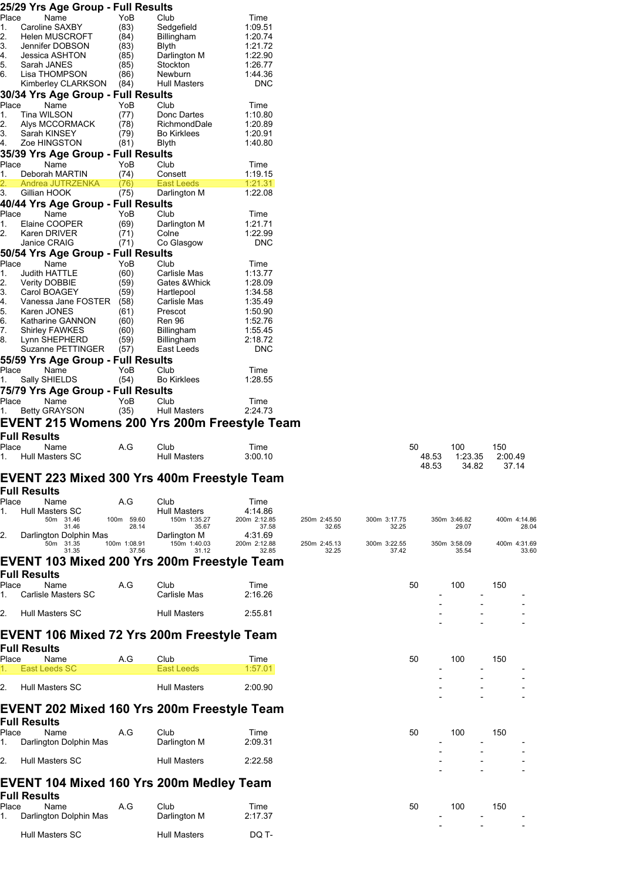### 25/29 Yrs Age Group - Full Results

| Place | Name | YoB | Club | Time |
|---|---|---|---|---|
| 1. | Caroline SAXBY | (83) | Sedgefield | 1:09.51 |
| 2. | Helen MUSCROFT | (84) | Billingham | 1:20.74 |
| 3. | Jennifer DOBSON | (83) | Blyth | 1:21.72 |
| 4. | Jessica ASHTON | (85) | Darlington M | 1:22.90 |
| 5. | Sarah JANES | (85) | Stockton | 1:26.77 |
| 6. | Lisa THOMPSON | (86) | Newburn | 1:44.36 |
| | Kimberley CLARKSON | (84) | Hull Masters | DNC |

### 30/34 Yrs Age Group - Full Results

| Place | Name | YoB | Club | Time |
|---|---|---|---|---|
| 1. | Tina WILSON | (77) | Donc Dartes | 1:10.80 |
| 2. | Alys MCCORMACK | (78) | RichmondDale | 1:20.89 |
| 3. | Sarah KINSEY | (79) | Bo Kirklees | 1:20.91 |
| 4. | Zoe HINGSTON | (81) | Blyth | 1:40.80 |

### 35/39 Yrs Age Group - Full Results

| Place | Name | YoB | Club | Time |
|---|---|---|---|---|
| 1. | Deborah MARTIN | (74) | Consett | 1:19.15 |
| 2. | Andrea JUTRZENKA | (76) | East Leeds | 1:21.31 |
| 3. | Gillian HOOK | (75) | Darlington M | 1:22.08 |

### 40/44 Yrs Age Group - Full Results

| Place | Name | YoB | Club | Time |
|---|---|---|---|---|
| 1. | Elaine COOPER | (69) | Darlington M | 1:21.71 |
| 2. | Karen DRIVER | (71) | Colne | 1:22.99 |
| | Janice CRAIG | (71) | Co Glasgow | DNC |

### 50/54 Yrs Age Group - Full Results

| Place | Name | YoB | Club | Time |
|---|---|---|---|---|
| 1. | Judith HATTLE | (60) | Carlisle Mas | 1:13.77 |
| 2. | Verity DOBBIE | (59) | Gates &Whick | 1:28.09 |
| 3. | Carol BOAGEY | (59) | Hartlepool | 1:34.58 |
| 4. | Vanessa Jane FOSTER | (58) | Carlisle Mas | 1:35.49 |
| 5. | Karen JONES | (61) | Prescot | 1:50.90 |
| 6. | Katharine GANNON | (60) | Ren 96 | 1:52.76 |
| 7. | Shirley FAWKES | (60) | Billingham | 1:55.45 |
| 8. | Lynn SHEPHERD | (59) | Billingham | 2:18.72 |
| | Suzanne PETTINGER | (57) | East Leeds | DNC |

### 55/59 Yrs Age Group - Full Results

| Place | Name | YoB | Club | Time |
|---|---|---|---|---|
| 1. | Sally SHIELDS | (54) | Bo Kirklees | 1:28.55 |

### 75/79 Yrs Age Group - Full Results

| Place | Name | YoB | Club | Time |
|---|---|---|---|---|
| 1. | Betty GRAYSON | (35) | Hull Masters | 2:24.73 |

## EVENT 215 Womens 200 Yrs 200m Freestyle Team

### Full Results

| Place | Name | A.G | Club | Time | 50 | 100 | 150 |
|---|---|---|---|---|---|---|---|
| 1. | Hull Masters SC | | Hull Masters | 3:00.10 | 48.53 | 1:23.35 | 2:00.49 |
| | | | | | 48.53 | 34.82 | 37.14 |

## EVENT 223 Mixed 300 Yrs 400m Freestyle Team

### Full Results

| Place | Name | A.G | Club | Time |
|---|---|---|---|---|
| 1. | Hull Masters SC | | Hull Masters | 4:14.86 |
| 2. | Darlington Dolphin Mas | | Darlington M | 4:31.69 |

| Place | 50m | 100m | 150m | 200m | 250m | 300m | 350m | 400m |
|---|---|---|---|---|---|---|---|---|
| 1. | 31.46 | 59.60 | 1:35.27 | 2:12.85 | 2:45.50 | 3:17.75 | 3:46.82 | 4:14.86 |
| | 31.46 | 28.14 | 35.67 | 37.58 | 32.65 | 32.25 | 29.07 | 28.04 |
| 2. | 31.35 | 1:08.91 | 1:40.03 | 2:12.88 | 2:45.13 | 3:22.55 | 3:58.09 | 4:31.69 |
| | 31.35 | 37.56 | 31.12 | 32.85 | 32.25 | 37.42 | 35.54 | 33.60 |

## EVENT 103 Mixed 200 Yrs 200m Freestyle Team

### Full Results

| Place | Name | A.G | Club | Time | 50 | 100 | 150 |
|---|---|---|---|---|---|---|---|
| 1. | Carlisle Masters SC | | Carlisle Mas | 2:16.26 | - | - | - |
| | | | | | - | - | - |
| 2. | Hull Masters SC | | Hull Masters | 2:55.81 | - | - | - |
| | | | | | - | - | - |

## EVENT 106 Mixed 72 Yrs 200m Freestyle Team

### Full Results

| Place | Name | A.G | Club | Time | 50 | 100 | 150 |
|---|---|---|---|---|---|---|---|
| 1. | East Leeds SC | | East Leeds | 1:57.01 | - | - | - |
| | | | | | - | - | - |
| 2. | Hull Masters SC | | Hull Masters | 2:00.90 | - | - | - |
| | | | | | - | - | - |

## EVENT 202 Mixed 160 Yrs 200m Freestyle Team

### Full Results

| Place | Name | A.G | Club | Time | 50 | 100 | 150 |
|---|---|---|---|---|---|---|---|
| 1. | Darlington Dolphin Mas | | Darlington M | 2:09.31 | - | - | - |
| | | | | | - | - | - |
| 2. | Hull Masters SC | | Hull Masters | 2:22.58 | - | - | - |
| | | | | | - | - | - |

## EVENT 104 Mixed 160 Yrs 200m Medley Team

### Full Results

| Place | Name | A.G | Club | Time | 50 | 100 | 150 |
|---|---|---|---|---|---|---|---|
| 1. | Darlington Dolphin Mas | | Darlington M | 2:17.37 | - | - | - |
| | | | | | - | - | - |
| | Hull Masters SC | | Hull Masters | DQ T- | | | |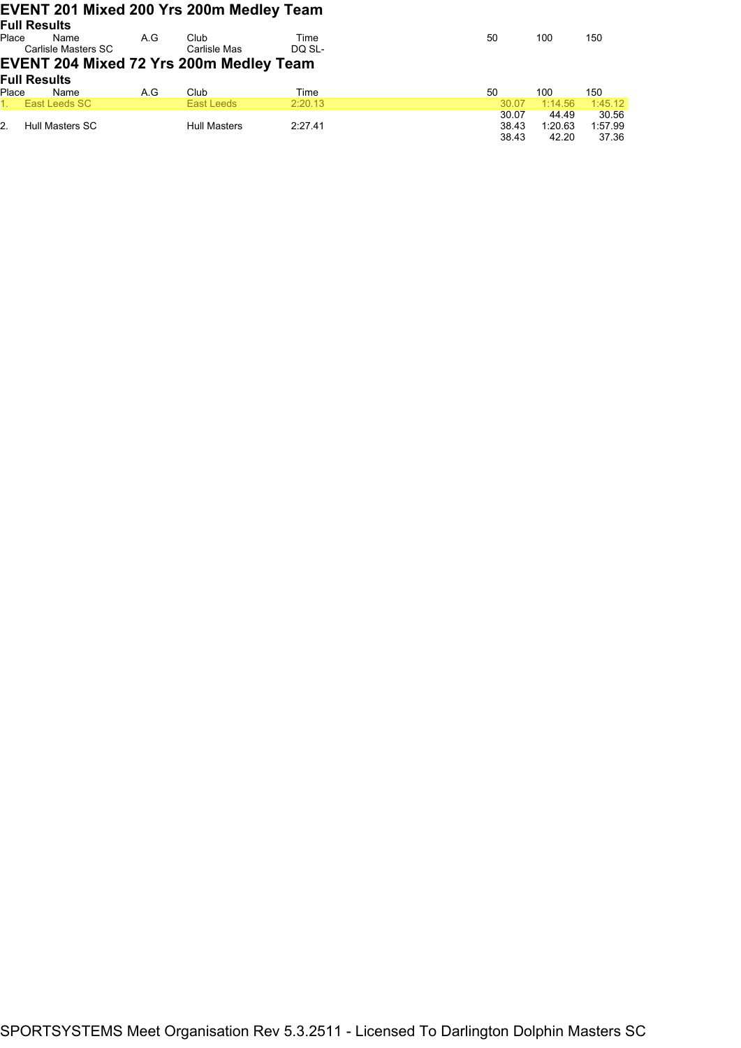# EVENT 201 Mixed 200 Yrs 200m Medley Team

**Full Results**

| Place | Name | A.G | Club | Time | 50 | 100 | 150 |
|---|---|---|---|---|---|---|---|
| | Carlisle Masters SC | | Carlisle Mas | DQ SL- | | | |

# EVENT 204 Mixed 72 Yrs 200m Medley Team

**Full Results**

| Place | Name | A.G | Club | Time | 50 | 100 | 150 |
|---|---|---|---|---|---|---|---|
| 1. | East Leeds SC | | East Leeds | 2:20.13 | 30.07 | 1:14.56 | 1:45.12 |
| | | | | | 30.07 | 44.49 | 30.56 |
| 2. | Hull Masters SC | | Hull Masters | 2:27.41 | 38.43 | 1:20.63 | 1:57.99 |
| | | | | | 38.43 | 42.20 | 37.36 |

SPORTSYSTEMS Meet Organisation Rev 5.3.2511 - Licensed To Darlington Dolphin Masters SC